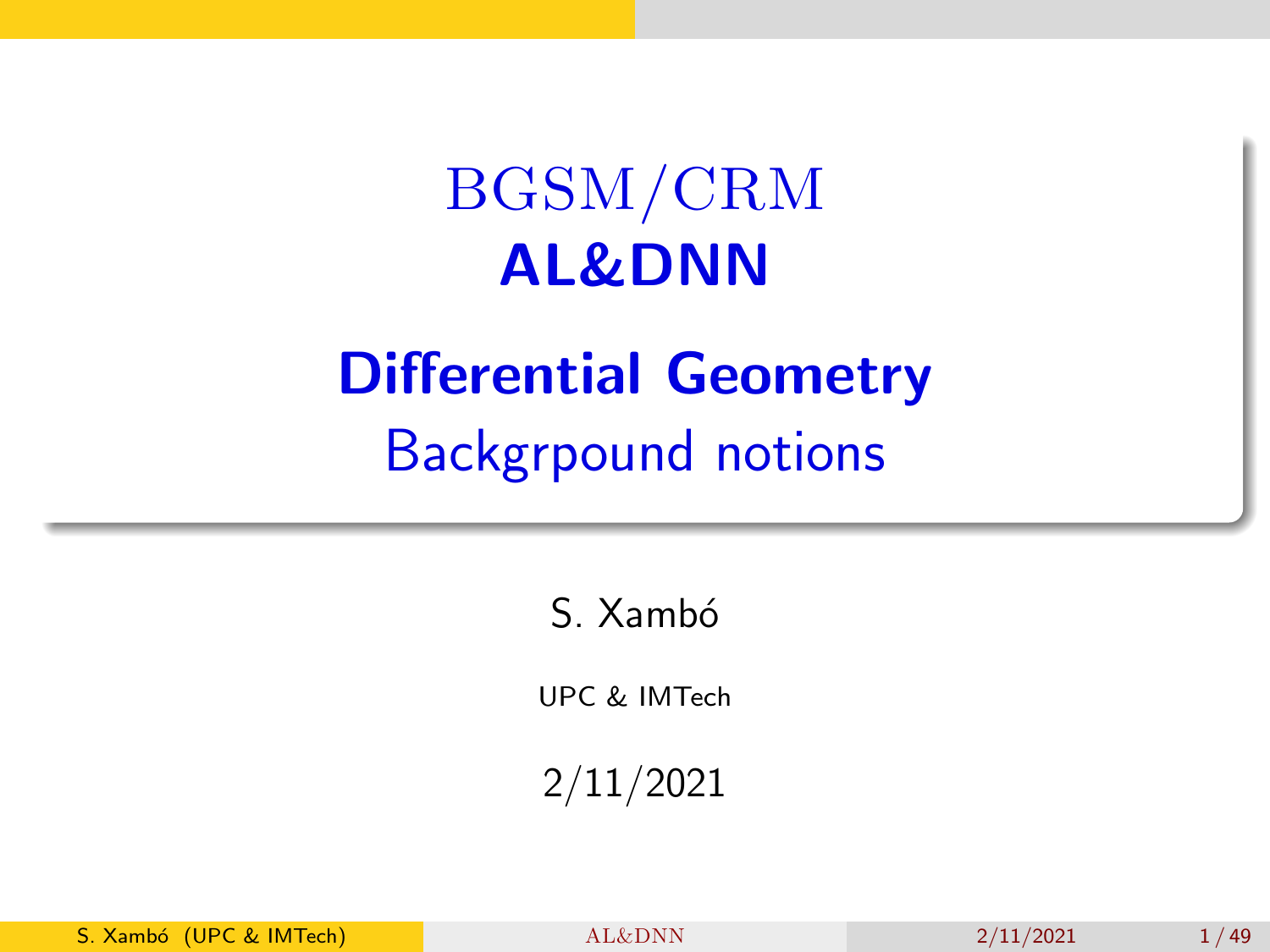# BGSM/CRM
# **AL&DNN**

## **Differential Geometry**
## Backgrpound notions

S. Xambó

UPC & IMTech

2/11/2021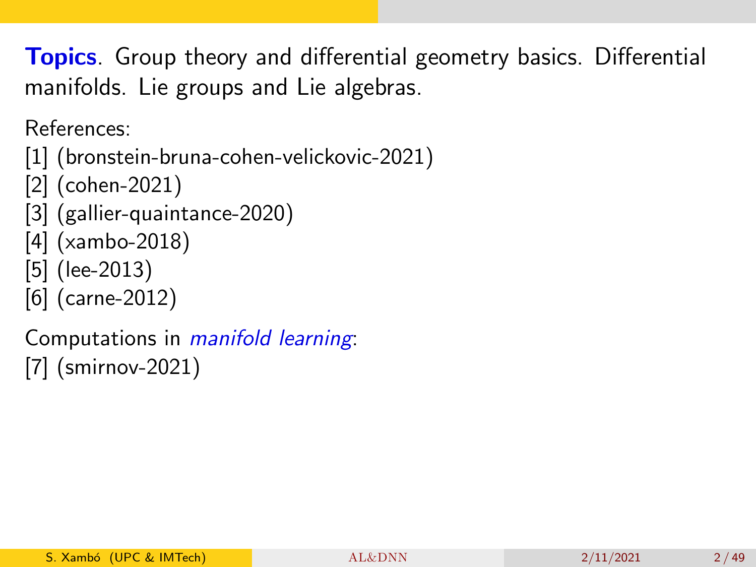**Topics**. Group theory and differential geometry basics. Differential manifolds. Lie groups and Lie algebras.

References:
[1] (bronstein-bruna-cohen-velickovic-2021)
[2] (cohen-2021)
[3] (gallier-quaintance-2020)
[4] (xambo-2018)
[5] (lee-2013)
[6] (carne-2012)

Computations in *manifold learning*:
[7] (smirnov-2021)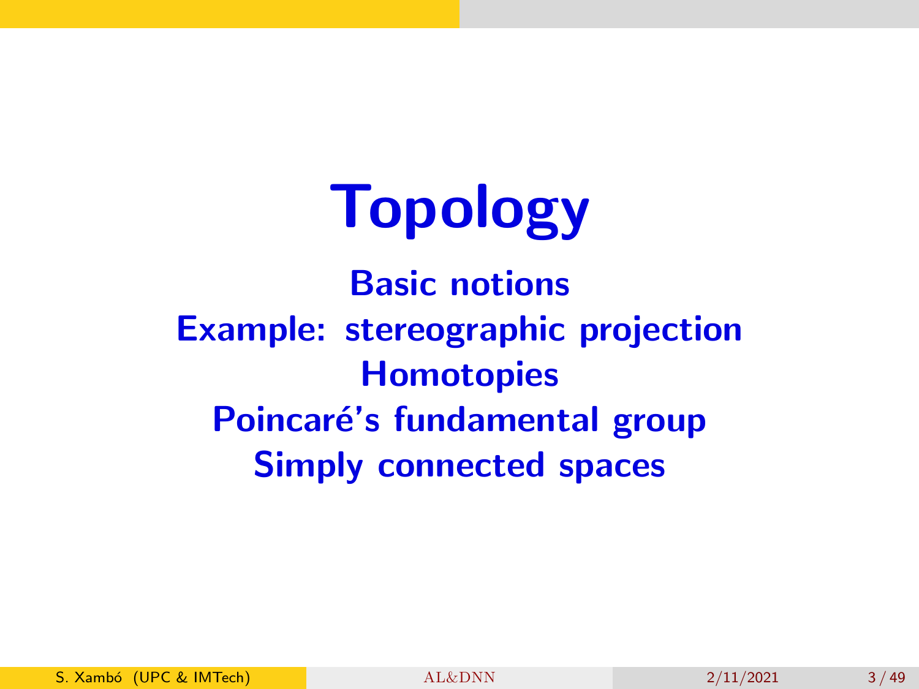# Topology

**Basic notions**
**Example: stereographic projection**
**Homotopies**
**Poincaré's fundamental group**
**Simply connected spaces**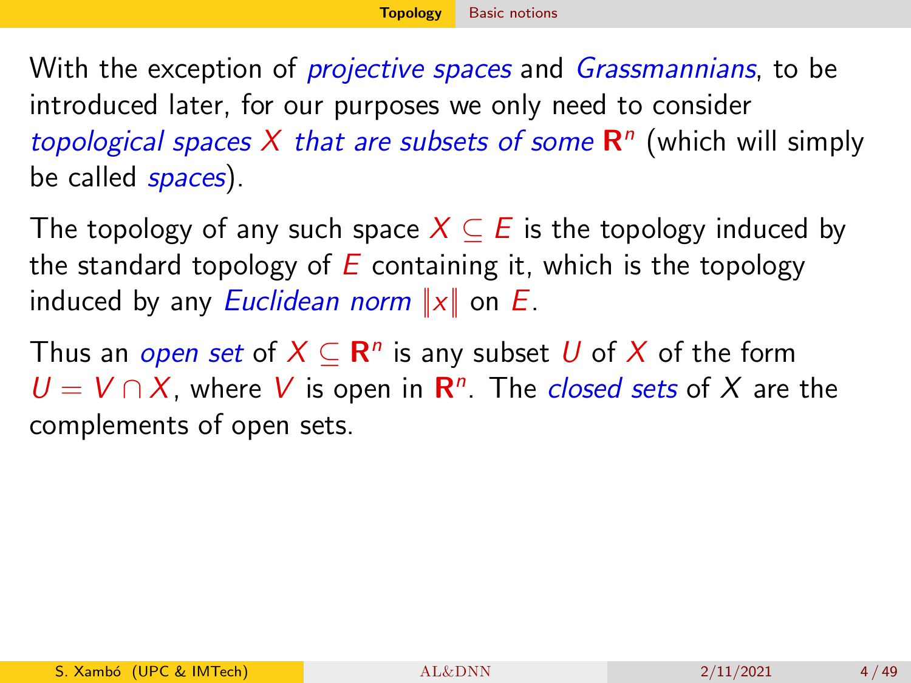With the exception of *projective spaces* and *Grassmannians*, to be introduced later, for our purposes we only need to consider *topological spaces $X$ that are subsets of some $\mathbf{R}^n$* (which will simply be called *spaces*).

The topology of any such space $X \subseteq E$ is the topology induced by the standard topology of $E$ containing it, which is the topology induced by any *Euclidean norm* $\|x\|$ on $E$.

Thus an *open set* of $X \subseteq \mathbf{R}^n$ is any subset $U$ of $X$ of the form $U = V \cap X$, where $V$ is open in $\mathbf{R}^n$. The *closed sets* of $X$ are the complements of open sets.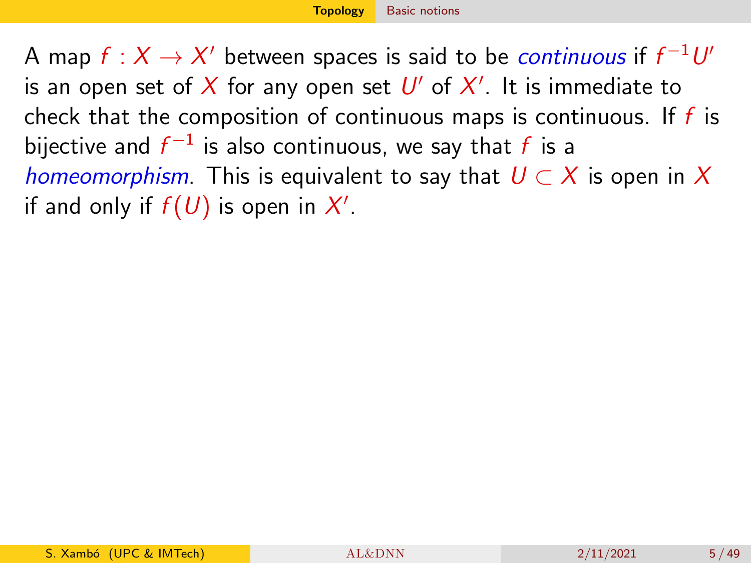A map $f : X \to X'$ between spaces is said to be *continuous* if $f^{-1}U'$ is an open set of $X$ for any open set $U'$ of $X'$. It is immediate to check that the composition of continuous maps is continuous. If $f$ is bijective and $f^{-1}$ is also continuous, we say that $f$ is a *homeomorphism*. This is equivalent to say that $U \subset X$ is open in $X$ if and only if $f(U)$ is open in $X'$.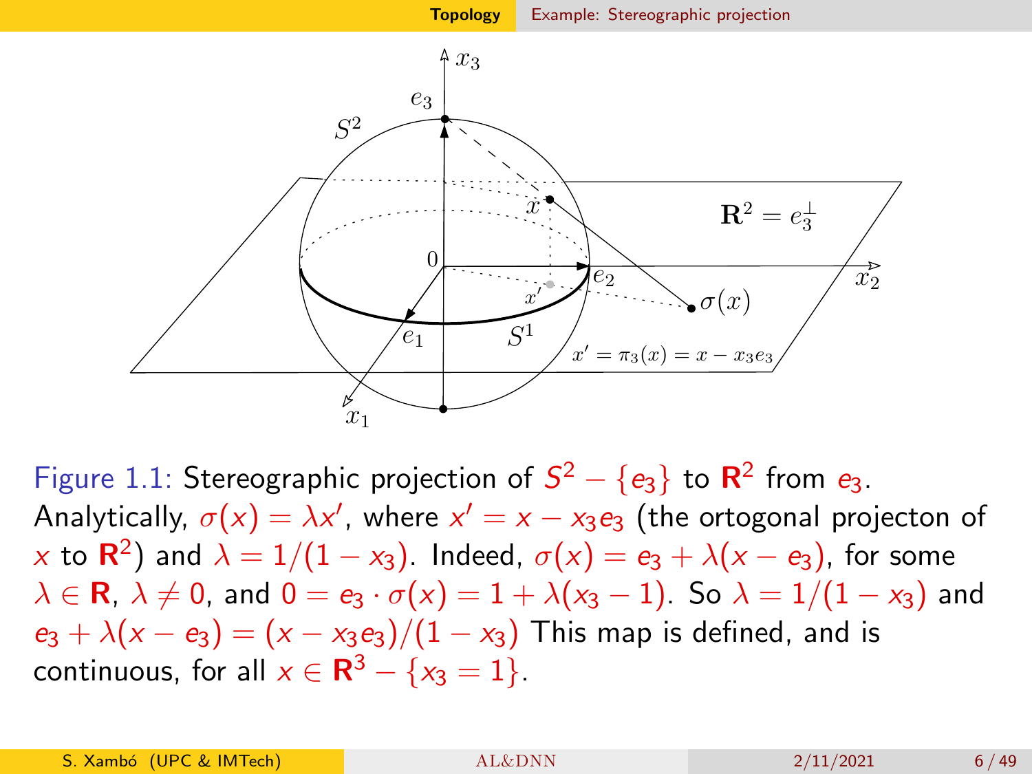Figure 1.1: Stereographic projection of $S^2 - \{e_3\}$ to $\mathbf{R}^2$ from $e_3$. Analytically, $\sigma(x) = \lambda x'$, where $x' = x - x_3 e_3$ (the ortogonal projecton of $x$ to $\mathbf{R}^2$) and $\lambda = 1/(1 - x_3)$. Indeed, $\sigma(x) = e_3 + \lambda(x - e_3)$, for some $\lambda \in \mathbf{R}$, $\lambda \neq 0$, and $0 = e_3 \cdot \sigma(x) = 1 + \lambda(x_3 - 1)$. So $\lambda = 1/(1 - x_3)$ and $e_3 + \lambda(x - e_3) = (x - x_3 e_3)/(1 - x_3)$ This map is defined, and is continuous, for all $x \in \mathbf{R}^3 - \{x_3 = 1\}$.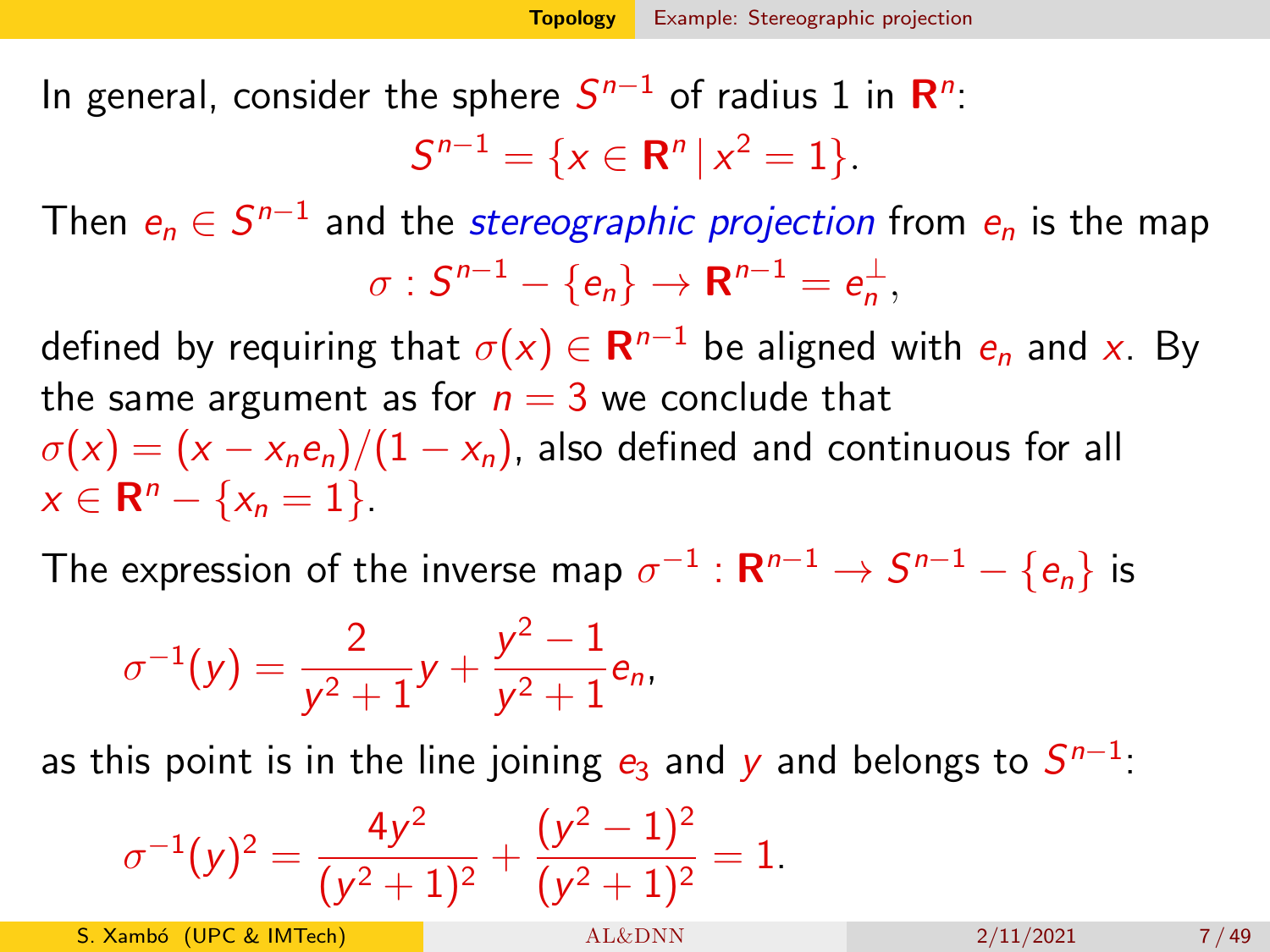In general, consider the sphere $S^{n-1}$ of radius 1 in $\mathbf{R}^n$:

$$S^{n-1} = \{x \in \mathbf{R}^n \,|\, x^2 = 1\}.$$

Then $e_n \in S^{n-1}$ and the *stereographic projection* from $e_n$ is the map

$$\sigma : S^{n-1} - \{e_n\} \to \mathbf{R}^{n-1} = e_n^{\perp},$$

defined by requiring that $\sigma(x) \in \mathbf{R}^{n-1}$ be aligned with $e_n$ and $x$. By the same argument as for $n = 3$ we conclude that $\sigma(x) = (x - x_n e_n)/(1 - x_n)$, also defined and continuous for all $x \in \mathbf{R}^n - \{x_n = 1\}$.

The expression of the inverse map $\sigma^{-1} : \mathbf{R}^{n-1} \to S^{n-1} - \{e_n\}$ is

$$\sigma^{-1}(y) = \frac{2}{y^2+1} y + \frac{y^2-1}{y^2+1} e_n,$$

as this point is in the line joining $e_3$ and $y$ and belongs to $S^{n-1}$:

$$\sigma^{-1}(y)^2 = \frac{4y^2}{(y^2+1)^2} + \frac{(y^2-1)^2}{(y^2+1)^2} = 1.$$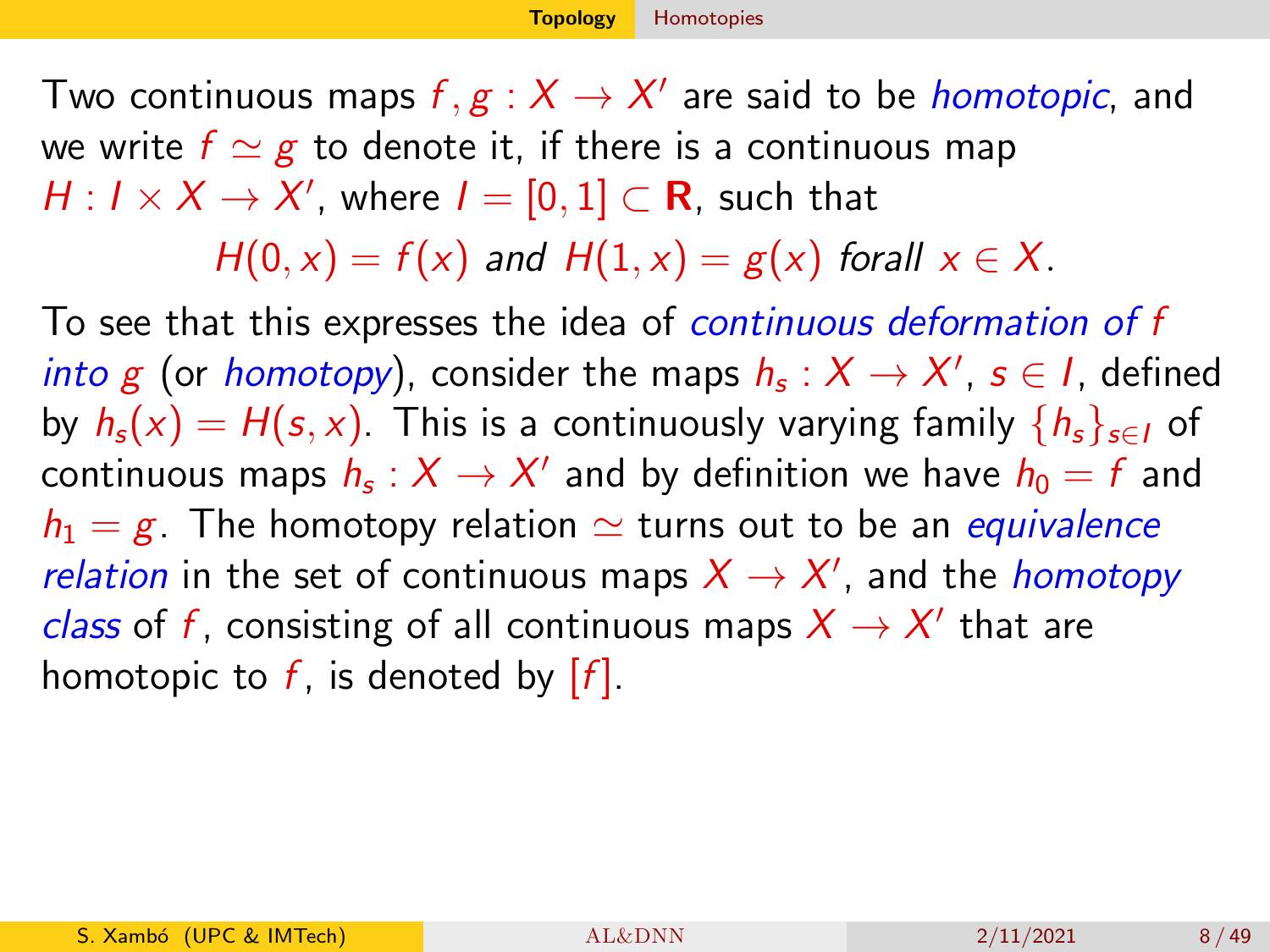Two continuous maps $f, g : X \to X'$ are said to be *homotopic*, and we write $f \simeq g$ to denote it, if there is a continuous map $H : I \times X \to X'$, where $I = [0, 1] \subset \mathbf{R}$, such that

$$H(0, x) = f(x) \textit{ and } H(1, x) = g(x) \textit{ forall } x \in X.$$

To see that this expresses the idea of *continuous deformation of f into g* (or *homotopy*), consider the maps $h_s : X \to X'$, $s \in I$, defined by $h_s(x) = H(s, x)$. This is a continuously varying family $\{h_s\}_{s \in I}$ of continuous maps $h_s : X \to X'$ and by definition we have $h_0 = f$ and $h_1 = g$. The homotopy relation $\simeq$ turns out to be an *equivalence relation* in the set of continuous maps $X \to X'$, and the *homotopy class* of $f$, consisting of all continuous maps $X \to X'$ that are homotopic to $f$, is denoted by $[f]$.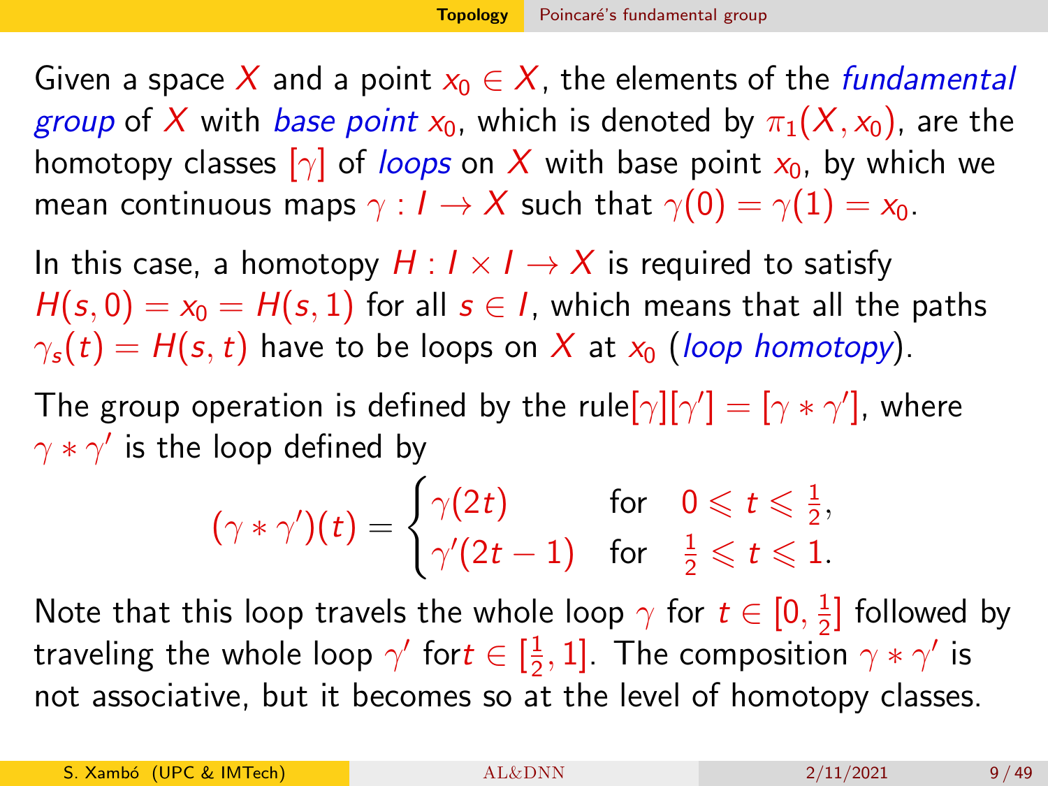Given a space $X$ and a point $x_0 \in X$, the elements of the *fundamental group* of $X$ with *base point* $x_0$, which is denoted by $\pi_1(X, x_0)$, are the homotopy classes $[\gamma]$ of *loops* on $X$ with base point $x_0$, by which we mean continuous maps $\gamma : I \to X$ such that $\gamma(0) = \gamma(1) = x_0$.

In this case, a homotopy $H : I \times I \to X$ is required to satisfy $H(s, 0) = x_0 = H(s, 1)$ for all $s \in I$, which means that all the paths $\gamma_s(t) = H(s, t)$ have to be loops on $X$ at $x_0$ (*loop homotopy*).

The group operation is defined by the rule $[\gamma][\gamma'] = [\gamma * \gamma']$, where $\gamma * \gamma'$ is the loop defined by

$$(\gamma * \gamma')(t) = \begin{cases} \gamma(2t) & \text{for} \quad 0 \leqslant t \leqslant \frac{1}{2}, \\ \gamma'(2t-1) & \text{for} \quad \frac{1}{2} \leqslant t \leqslant 1. \end{cases}$$

Note that this loop travels the whole loop $\gamma$ for $t \in [0, \frac{1}{2}]$ followed by traveling the whole loop $\gamma'$ for $t \in [\frac{1}{2}, 1]$. The composition $\gamma * \gamma'$ is not associative, but it becomes so at the level of homotopy classes.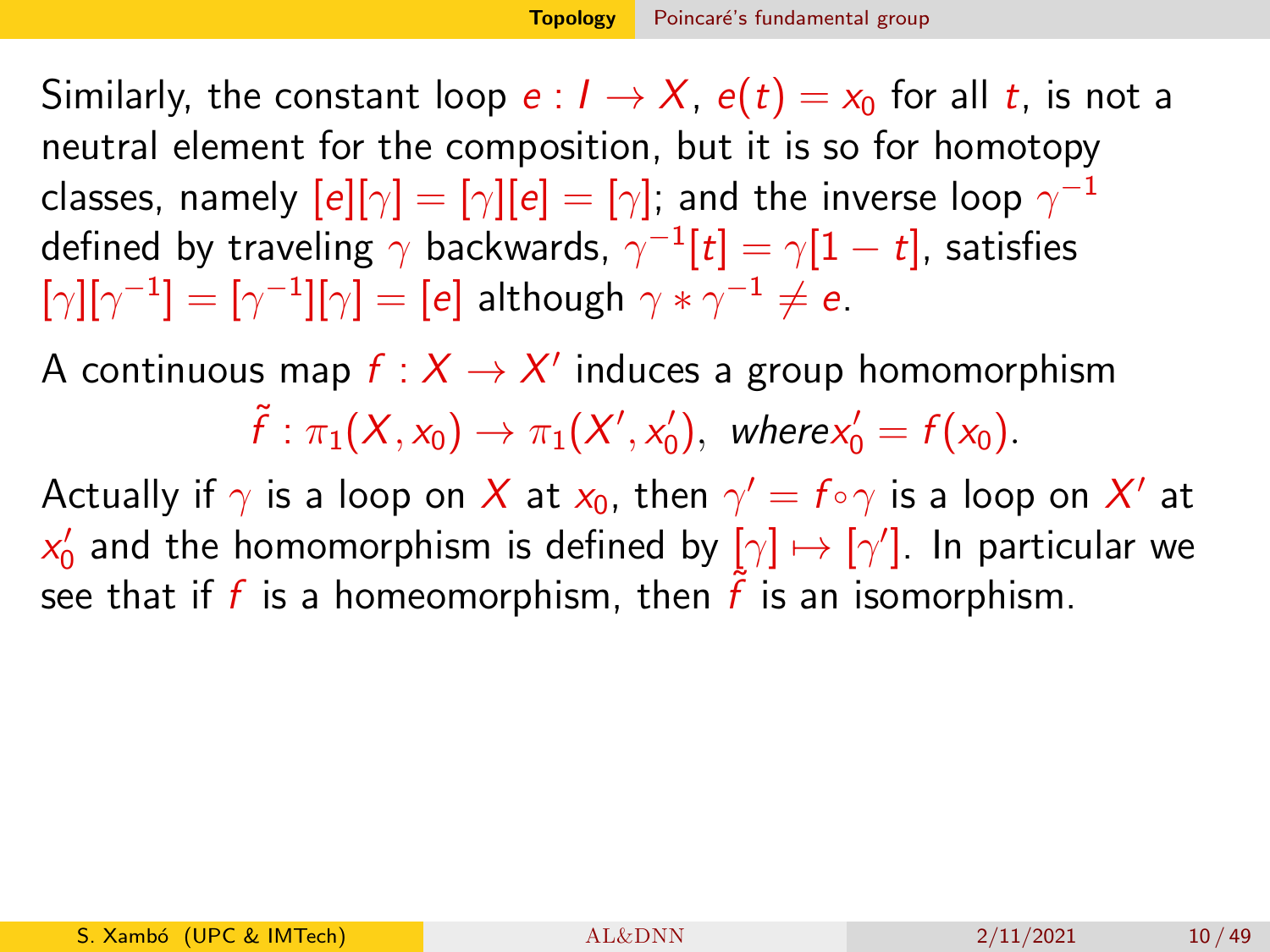Similarly, the constant loop $e : I \to X$, $e(t) = x_0$ for all $t$, is not a neutral element for the composition, but it is so for homotopy classes, namely $[e][\gamma] = [\gamma][e] = [\gamma]$; and the inverse loop $\gamma^{-1}$ defined by traveling $\gamma$ backwards, $\gamma^{-1}[t] = \gamma[1-t]$, satisfies $[\gamma][\gamma^{-1}] = [\gamma^{-1}][\gamma] = [e]$ although $\gamma * \gamma^{-1} \neq e$.

A continuous map $f : X \to X'$ induces a group homomorphism

$$\tilde{f} : \pi_1(X, x_0) \to \pi_1(X', x_0'),\ \ where x_0' = f(x_0).$$

Actually if $\gamma$ is a loop on $X$ at $x_0$, then $\gamma' = f \circ \gamma$ is a loop on $X'$ at $x_0'$ and the homomorphism is defined by $[\gamma] \mapsto [\gamma']$. In particular we see that if $f$ is a homeomorphism, then $\tilde{f}$ is an isomorphism.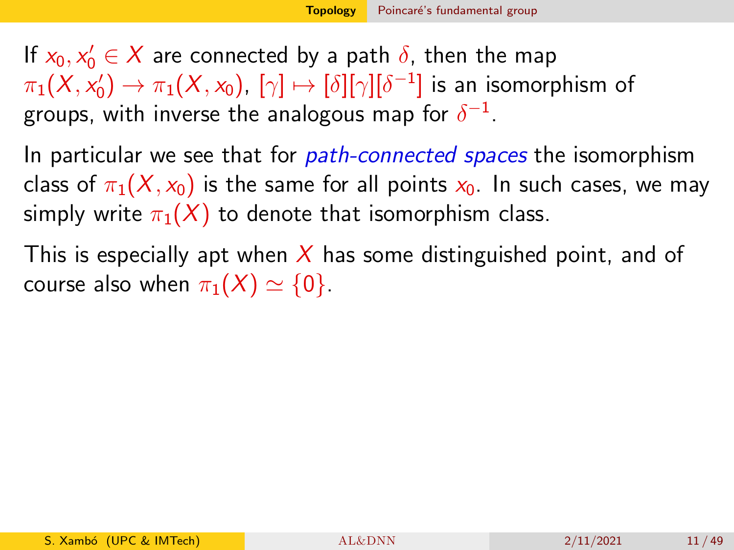If $x_0, x_0' \in X$ are connected by a path $\delta$, then the map $\pi_1(X, x_0') \to \pi_1(X, x_0)$, $[\gamma] \mapsto [\delta][\gamma][\delta^{-1}]$ is an isomorphism of groups, with inverse the analogous map for $\delta^{-1}$.

In particular we see that for *path-connected spaces* the isomorphism class of $\pi_1(X, x_0)$ is the same for all points $x_0$. In such cases, we may simply write $\pi_1(X)$ to denote that isomorphism class.

This is especially apt when $X$ has some distinguished point, and of course also when $\pi_1(X) \simeq \{0\}$.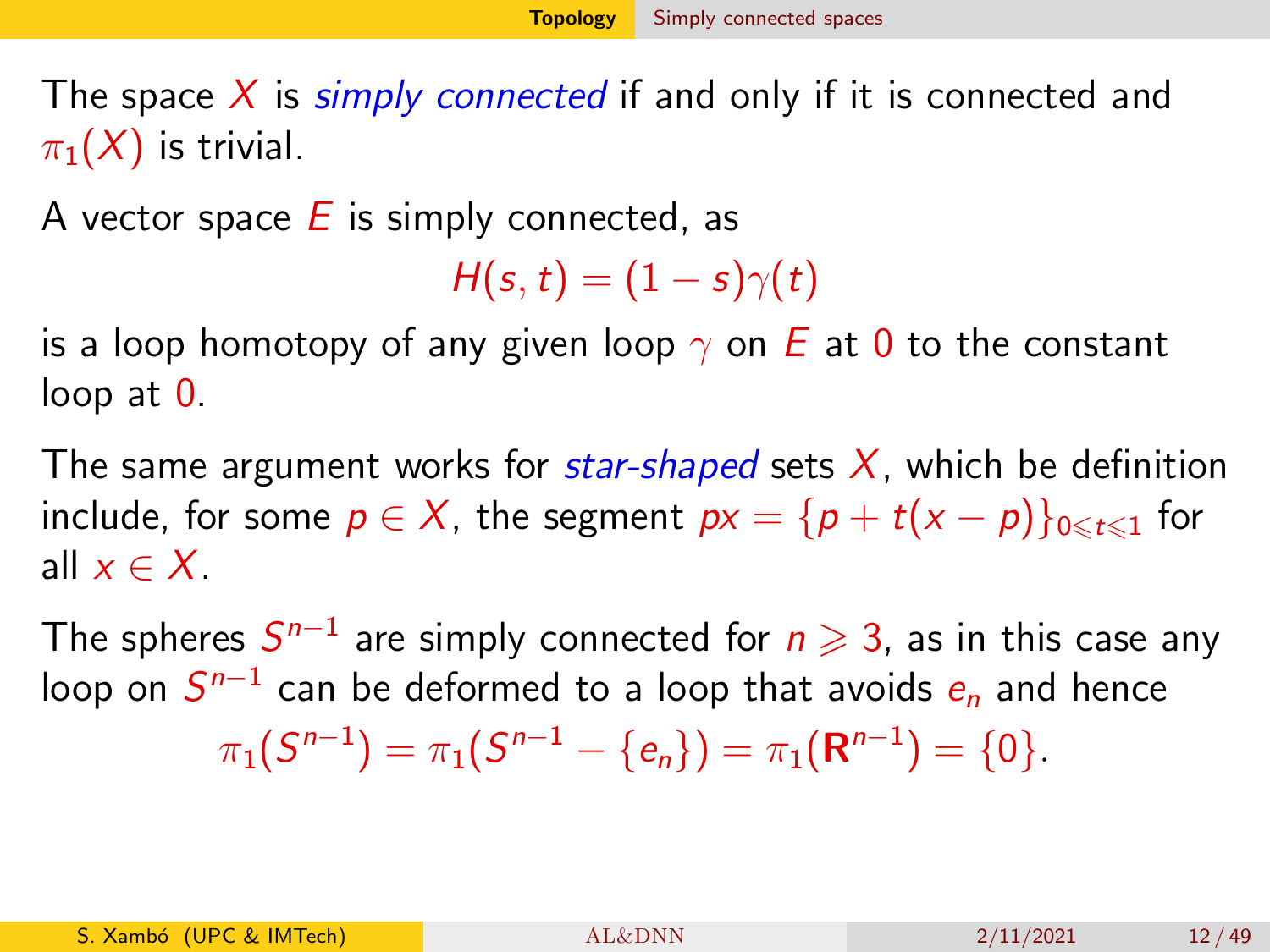The space $X$ is *simply connected* if and only if it is connected and $\pi_1(X)$ is trivial.

A vector space $E$ is simply connected, as

$$H(s,t) = (1-s)\gamma(t)$$

is a loop homotopy of any given loop $\gamma$ on $E$ at $0$ to the constant loop at $0$.

The same argument works for *star-shaped* sets $X$, which be definition include, for some $p \in X$, the segment $px = \{p + t(x-p)\}_{0 \leqslant t \leqslant 1}$ for all $x \in X$.

The spheres $S^{n-1}$ are simply connected for $n \geqslant 3$, as in this case any loop on $S^{n-1}$ can be deformed to a loop that avoids $e_n$ and hence

$$\pi_1(S^{n-1}) = \pi_1(S^{n-1} - \{e_n\}) = \pi_1(\mathbf{R}^{n-1}) = \{0\}.$$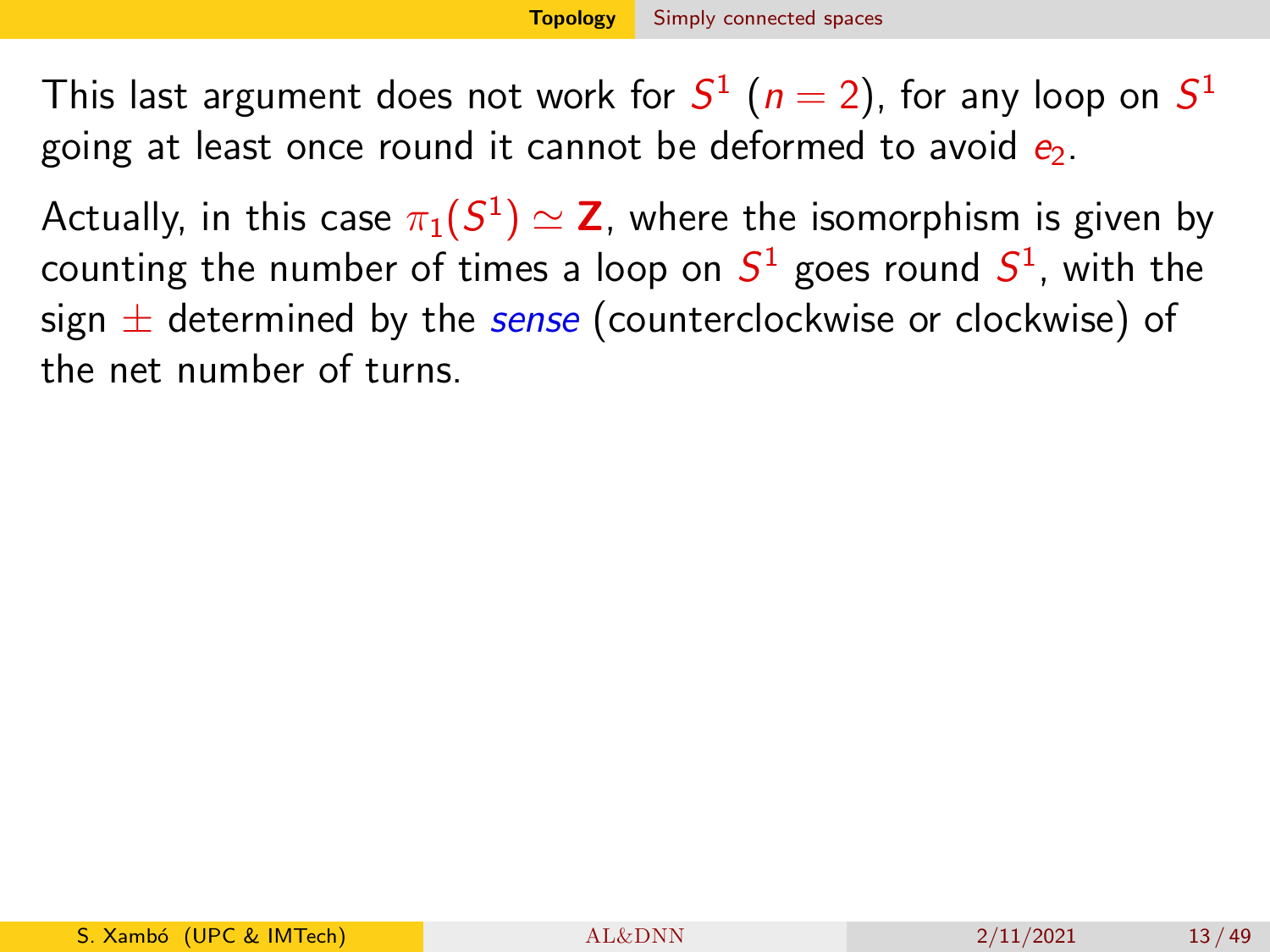This last argument does not work for $S^1$ ($n = 2$), for any loop on $S^1$ going at least once round it cannot be deformed to avoid $e_2$.

Actually, in this case $\pi_1(S^1) \simeq \mathbf{Z}$, where the isomorphism is given by counting the number of times a loop on $S^1$ goes round $S^1$, with the sign $\pm$ determined by the *sense* (counterclockwise or clockwise) of the net number of turns.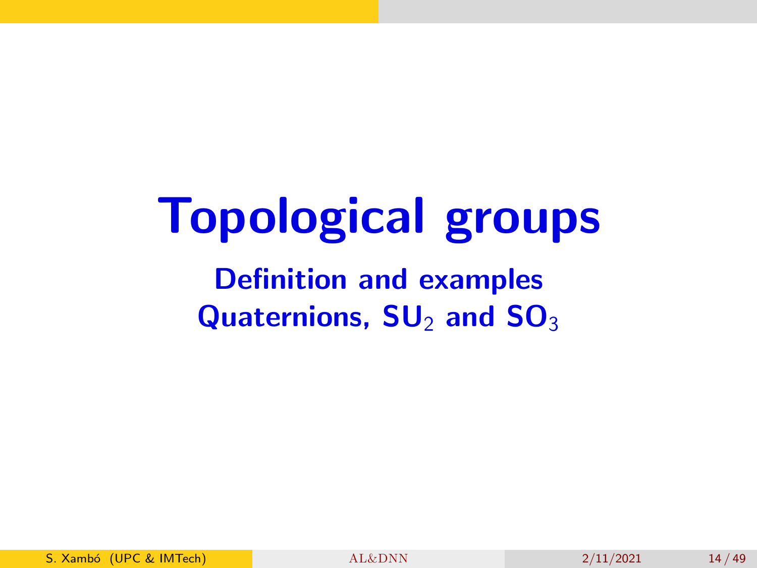# Topological groups

**Definition and examples**

**Quaternions, $\mathbf{SU}_2$ and $\mathbf{SO}_3$**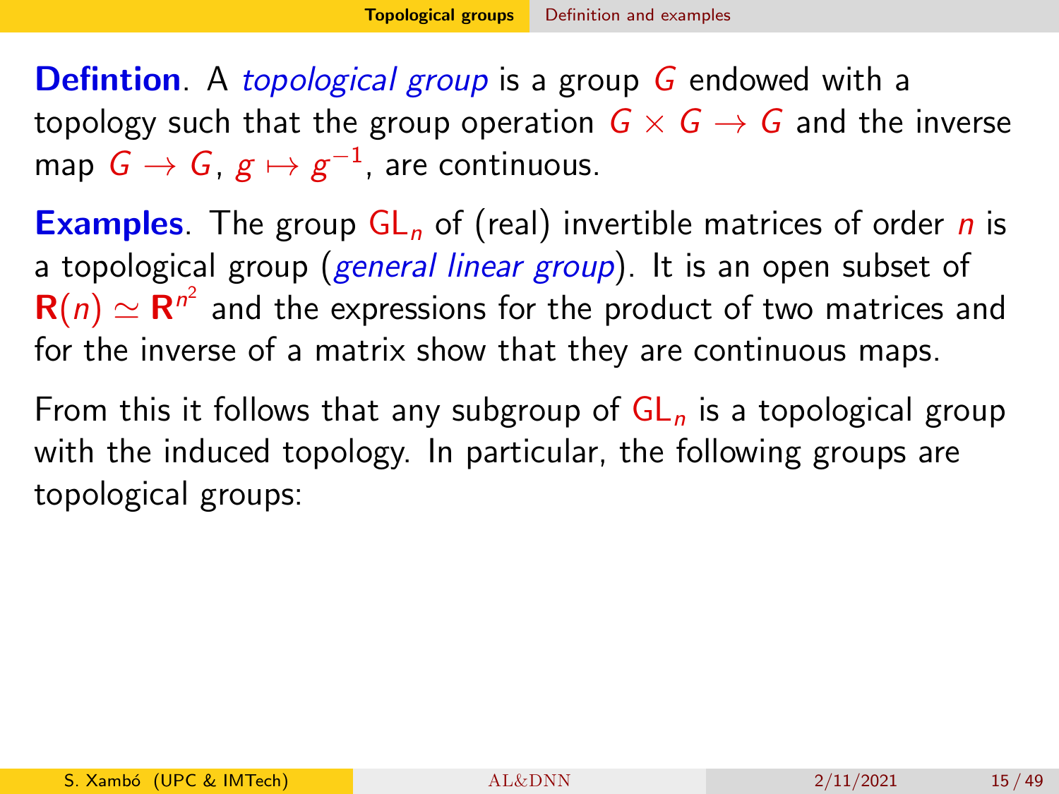**Defintion**. A *topological group* is a group $G$ endowed with a topology such that the group operation $G \times G \to G$ and the inverse map $G \to G$, $g \mapsto g^{-1}$, are continuous.

**Examples**. The group $\mathrm{GL}_n$ of (real) invertible matrices of order $n$ is a topological group (*general linear group*). It is an open subset of $\mathbf{R}(n) \simeq \mathbf{R}^{n^2}$ and the expressions for the product of two matrices and for the inverse of a matrix show that they are continuous maps.

From this it follows that any subgroup of $\mathrm{GL}_n$ is a topological group with the induced topology. In particular, the following groups are topological groups: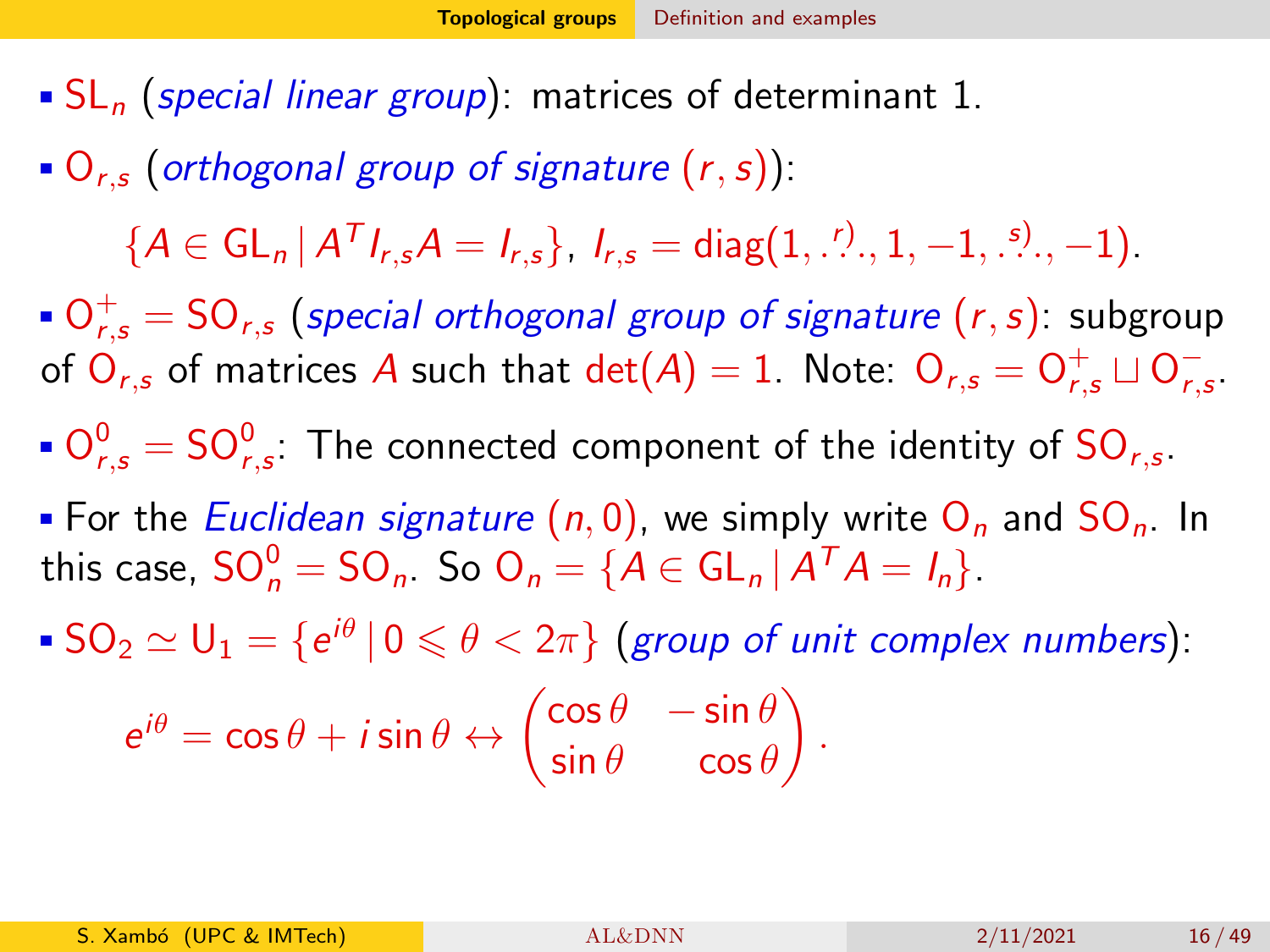- $\mathrm{SL}_n$ (*special linear group*): matrices of determinant 1.
- $\mathrm{O}_{r,s}$ (*orthogonal group of signature* $(r,s)$):

$$\{A \in \mathrm{GL}_n \,|\, A^T I_{r,s} A = I_{r,s}\},\ I_{r,s} = \mathrm{diag}(1, \overset{r)}{\ldots}, 1, -1, \overset{s)}{\ldots}, -1).$$

- $\mathrm{O}^+_{r,s} = \mathrm{SO}_{r,s}$ (*special orthogonal group of signature* $(r,s)$: subgroup of $\mathrm{O}_{r,s}$ of matrices $A$ such that $\det(A) = 1$. Note: $\mathrm{O}_{r,s} = \mathrm{O}^+_{r,s} \sqcup \mathrm{O}^-_{r,s}$.
- $\mathrm{O}^0_{r,s} = \mathrm{SO}^0_{r,s}$: The connected component of the identity of $\mathrm{SO}_{r,s}$.
- For the *Euclidean signature* $(n,0)$, we simply write $\mathrm{O}_n$ and $\mathrm{SO}_n$. In this case, $\mathrm{SO}^0_n = \mathrm{SO}_n$. So $\mathrm{O}_n = \{A \in \mathrm{GL}_n \,|\, A^T A = I_n\}$.
- $\mathrm{SO}_2 \simeq \mathrm{U}_1 = \{e^{i\theta} \,|\, 0 \leqslant \theta < 2\pi\}$ (*group of unit complex numbers*):

$$e^{i\theta} = \cos\theta + i\sin\theta \leftrightarrow \begin{pmatrix} \cos\theta & -\sin\theta \\ \sin\theta & \cos\theta \end{pmatrix}.$$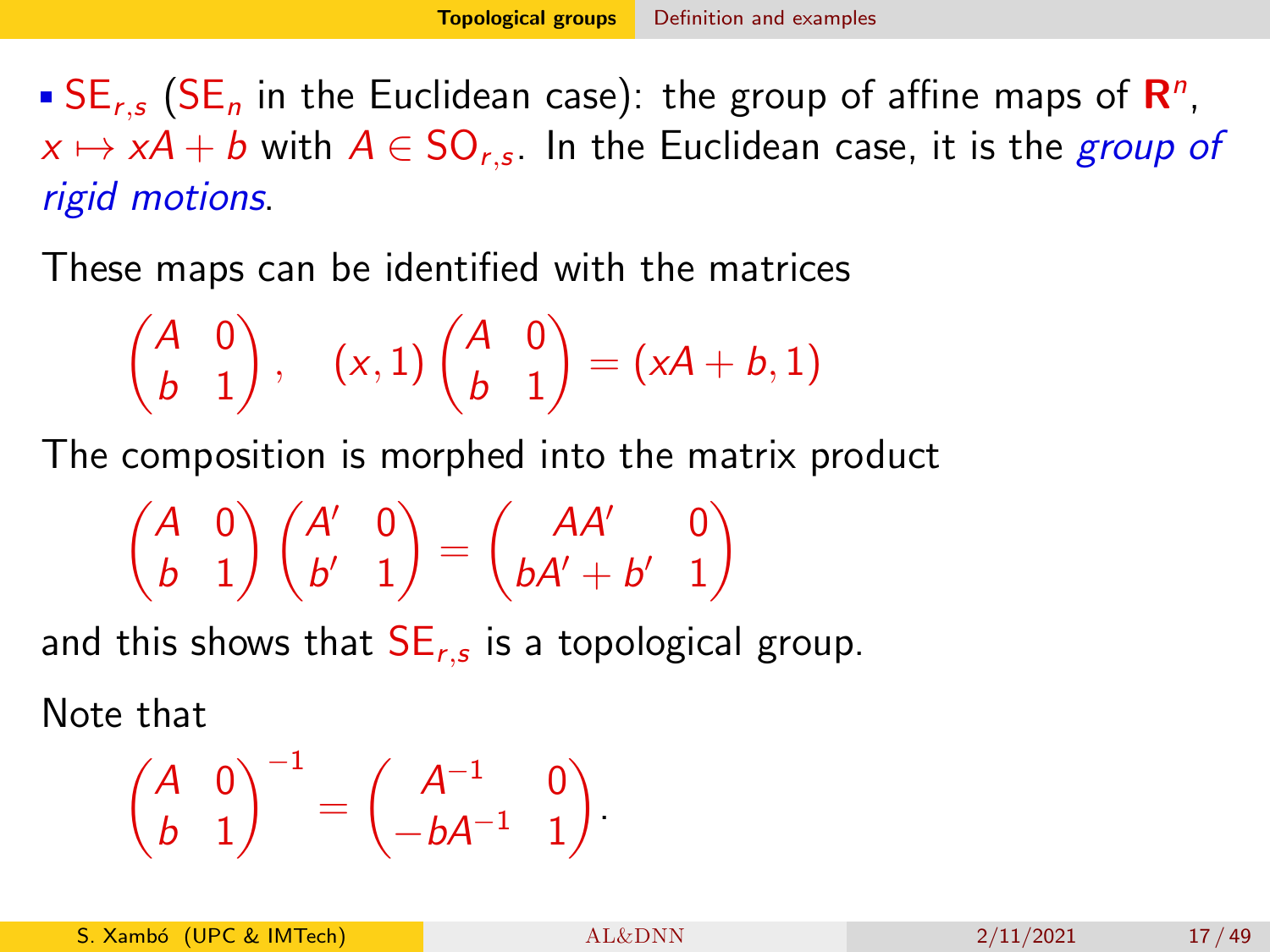- $\mathrm{SE}_{r,s}$ ($\mathrm{SE}_n$ in the Euclidean case): the group of affine maps of $\mathbf{R}^n$, $x \mapsto xA + b$ with $A \in \mathrm{SO}_{r,s}$. In the Euclidean case, it is the *group of rigid motions*.

These maps can be identified with the matrices

$$\begin{pmatrix} A & 0 \\ b & 1 \end{pmatrix}, \quad (x, 1)\begin{pmatrix} A & 0 \\ b & 1 \end{pmatrix} = (xA + b, 1)$$

The composition is morphed into the matrix product

$$\begin{pmatrix} A & 0 \\ b & 1 \end{pmatrix}\begin{pmatrix} A' & 0 \\ b' & 1 \end{pmatrix} = \begin{pmatrix} AA' & 0 \\ bA' + b' & 1 \end{pmatrix}$$

and this shows that $\mathrm{SE}_{r,s}$ is a topological group.

Note that

$$\begin{pmatrix} A & 0 \\ b & 1 \end{pmatrix}^{-1} = \begin{pmatrix} A^{-1} & 0 \\ -bA^{-1} & 1 \end{pmatrix}.$$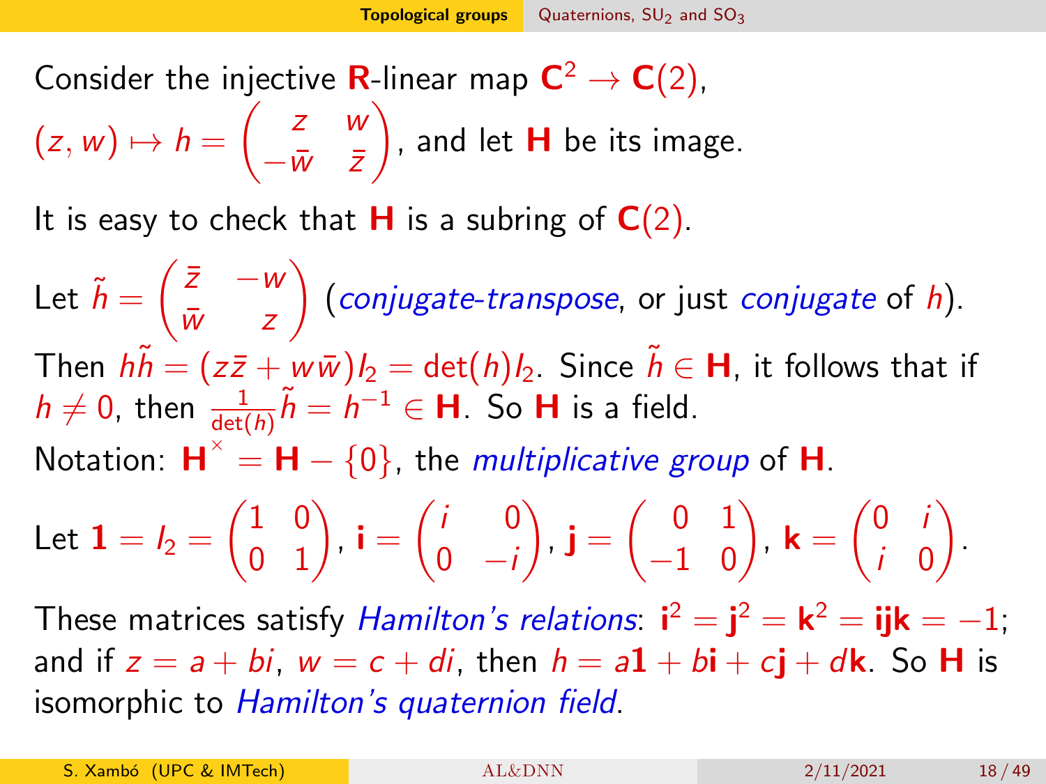Consider the injective **R**-linear map $\mathbf{C}^2 \to \mathbf{C}(2)$, $(z,w) \mapsto h = \begin{pmatrix} z & w \\ -\bar{w} & \bar{z} \end{pmatrix}$, and let $\mathbf{H}$ be its image.

It is easy to check that $\mathbf{H}$ is a subring of $\mathbf{C}(2)$.

Let $\tilde{h} = \begin{pmatrix} \bar{z} & -w \\ \bar{w} & z \end{pmatrix}$ (*conjugate-transpose*, or just *conjugate* of $h$). Then $h\tilde{h} = (z\bar{z} + w\bar{w})I_2 = \det(h)I_2$. Since $\tilde{h} \in \mathbf{H}$, it follows that if $h \neq 0$, then $\frac{1}{\det(h)}\tilde{h} = h^{-1} \in \mathbf{H}$. So $\mathbf{H}$ is a field.

Notation: $\mathbf{H}^{\times} = \mathbf{H} - \{0\}$, the *multiplicative group* of $\mathbf{H}$.

Let $\mathbf{1} = I_2 = \begin{pmatrix} 1 & 0 \\ 0 & 1 \end{pmatrix}$, $\mathbf{i} = \begin{pmatrix} i & 0 \\ 0 & -i \end{pmatrix}$, $\mathbf{j} = \begin{pmatrix} 0 & 1 \\ -1 & 0 \end{pmatrix}$, $\mathbf{k} = \begin{pmatrix} 0 & i \\ i & 0 \end{pmatrix}$.

These matrices satisfy *Hamilton's relations*: $\mathbf{i}^2 = \mathbf{j}^2 = \mathbf{k}^2 = \mathbf{ijk} = -1$; and if $z = a + bi$, $w = c + di$, then $h = a\mathbf{1} + b\mathbf{i} + c\mathbf{j} + d\mathbf{k}$. So $\mathbf{H}$ is isomorphic to *Hamilton's quaternion field*.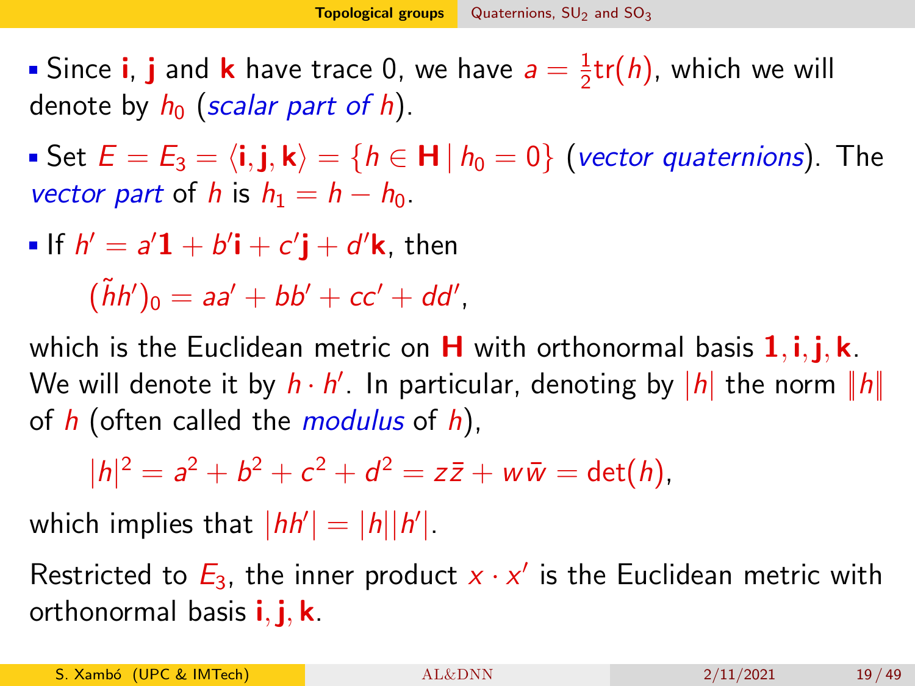- Since $\mathbf{i}$, $\mathbf{j}$ and $\mathbf{k}$ have trace 0, we have $a = \frac{1}{2}\mathrm{tr}(h)$, which we will denote by $h_0$ (*scalar part of h*).

- Set $E = E_3 = \langle \mathbf{i}, \mathbf{j}, \mathbf{k} \rangle = \{h \in \mathbf{H} \mid h_0 = 0\}$ (*vector quaternions*). The *vector part* of $h$ is $h_1 = h - h_0$.

- If $h' = a'\mathbf{1} + b'\mathbf{i} + c'\mathbf{j} + d'\mathbf{k}$, then

$$(\tilde{h}h')_0 = aa' + bb' + cc' + dd',$$

which is the Euclidean metric on $\mathbf{H}$ with orthonormal basis $\mathbf{1}, \mathbf{i}, \mathbf{j}, \mathbf{k}$. We will denote it by $h \cdot h'$. In particular, denoting by $|h|$ the norm $\|h\|$ of $h$ (often called the *modulus* of $h$),

$$|h|^2 = a^2 + b^2 + c^2 + d^2 = z\bar{z} + w\bar{w} = \det(h),$$

which implies that $|hh'| = |h||h'|$.

Restricted to $E_3$, the inner product $x \cdot x'$ is the Euclidean metric with orthonormal basis $\mathbf{i}, \mathbf{j}, \mathbf{k}$.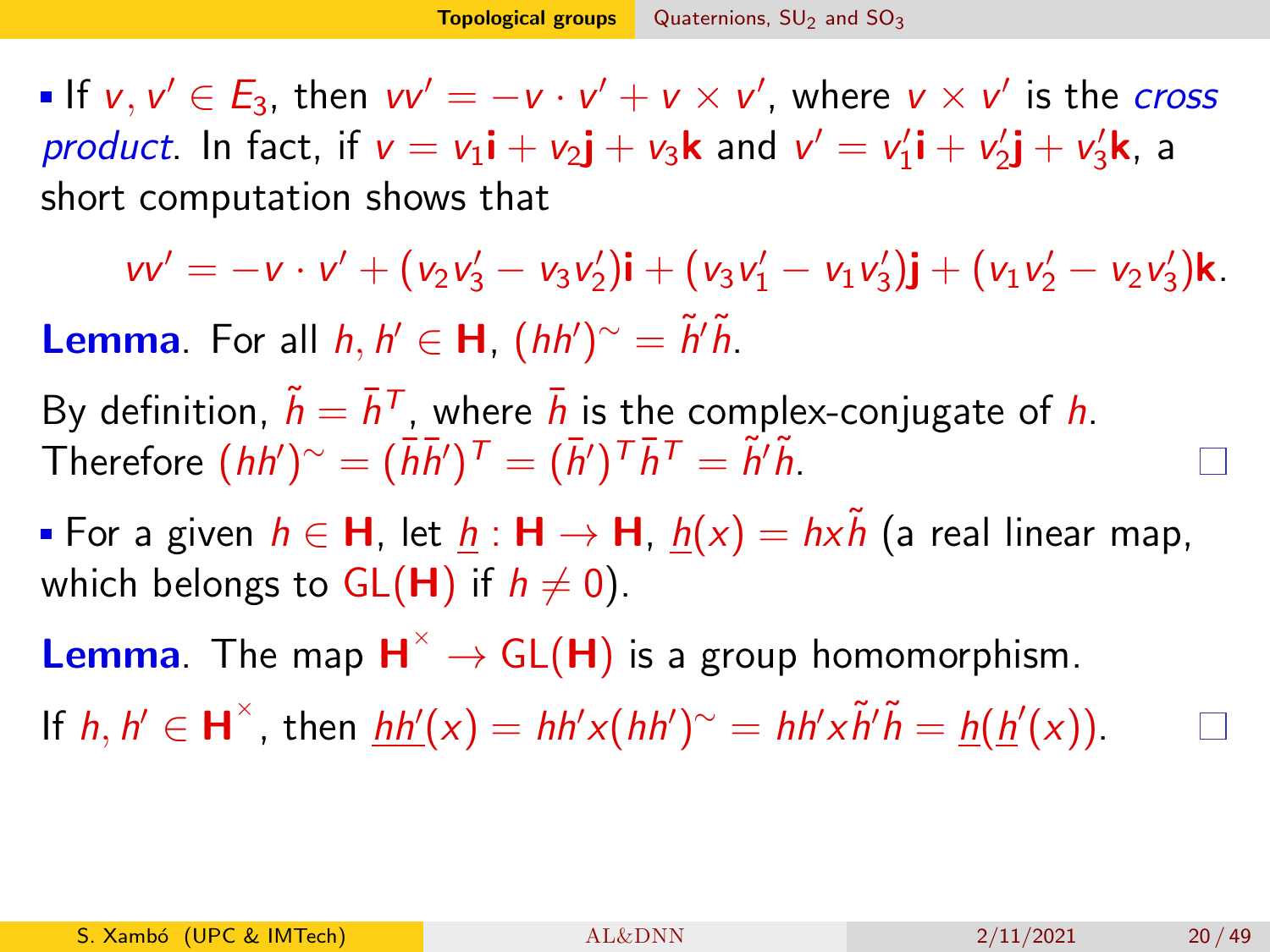- If $v, v' \in E_3$, then $vv' = -v \cdot v' + v \times v'$, where $v \times v'$ is the *cross product*. In fact, if $v = v_1\mathbf{i} + v_2\mathbf{j} + v_3\mathbf{k}$ and $v' = v_1'\mathbf{i} + v_2'\mathbf{j} + v_3'\mathbf{k}$, a short computation shows that

$$vv' = -v \cdot v' + (v_2 v_3' - v_3 v_2')\mathbf{i} + (v_3 v_1' - v_1 v_3')\mathbf{j} + (v_1 v_2' - v_2 v_3')\mathbf{k}.$$

**Lemma**. For all $h, h' \in \mathbf{H}$, $(hh')^{\sim} = \tilde{h}'\tilde{h}$.

By definition, $\tilde{h} = \bar{h}^T$, where $\bar{h}$ is the complex-conjugate of $h$. Therefore $(hh')^{\sim} = (\bar{h}\bar{h}')^T = (\bar{h}')^T \bar{h}^T = \tilde{h}'\tilde{h}$. □

- For a given $h \in \mathbf{H}$, let $\underline{h} : \mathbf{H} \to \mathbf{H}$, $\underline{h}(x) = hx\tilde{h}$ (a real linear map, which belongs to $\mathrm{GL}(\mathbf{H})$ if $h \neq 0$).

**Lemma**. The map $\mathbf{H}^{\times} \to \mathrm{GL}(\mathbf{H})$ is a group homomorphism.

If $h, h' \in \mathbf{H}^{\times}$, then $\underline{hh'}(x) = hh'x(hh')^{\sim} = hh'x\tilde{h}'\tilde{h} = \underline{h}(\underline{h}'(x))$. □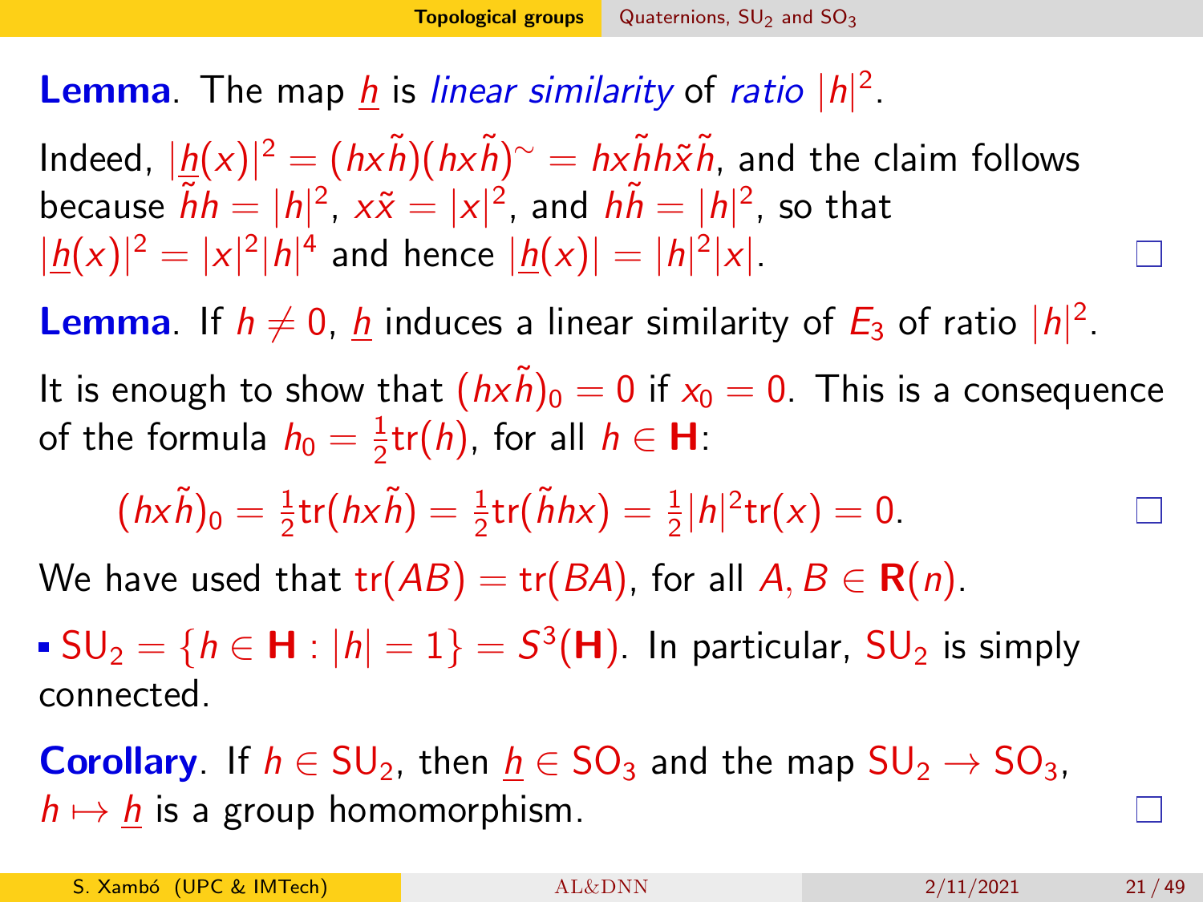**Lemma**. The map $\underline{h}$ is *linear similarity* of *ratio* $|h|^2$.

Indeed, $|\underline{h}(x)|^2 = (hx\tilde{h})(hx\tilde{h})^{\sim} = hx\tilde{h}h\tilde{x}\tilde{h}$, and the claim follows because $\tilde{h}h = |h|^2$, $x\tilde{x} = |x|^2$, and $h\tilde{h} = |h|^2$, so that $|\underline{h}(x)|^2 = |x|^2|h|^4$ and hence $|\underline{h}(x)| = |h|^2|x|$. □

**Lemma**. If $h \neq 0$, $\underline{h}$ induces a linear similarity of $E_3$ of ratio $|h|^2$.

It is enough to show that $(hx\tilde{h})_0 = 0$ if $x_0 = 0$. This is a consequence of the formula $h_0 = \frac{1}{2}\mathrm{tr}(h)$, for all $h \in \mathbf{H}$:

$$(hx\tilde{h})_0 = \tfrac{1}{2}\mathrm{tr}(hx\tilde{h}) = \tfrac{1}{2}\mathrm{tr}(\tilde{h}hx) = \tfrac{1}{2}|h|^2\mathrm{tr}(x) = 0.$$ □

We have used that $\mathrm{tr}(AB) = \mathrm{tr}(BA)$, for all $A, B \in \mathbf{R}(n)$.

- $\mathrm{SU}_2 = \{h \in \mathbf{H} : |h| = 1\} = S^3(\mathbf{H})$. In particular, $\mathrm{SU}_2$ is simply connected.

**Corollary**. If $h \in \mathrm{SU}_2$, then $\underline{h} \in \mathrm{SO}_3$ and the map $\mathrm{SU}_2 \to \mathrm{SO}_3$, $h \mapsto \underline{h}$ is a group homomorphism. □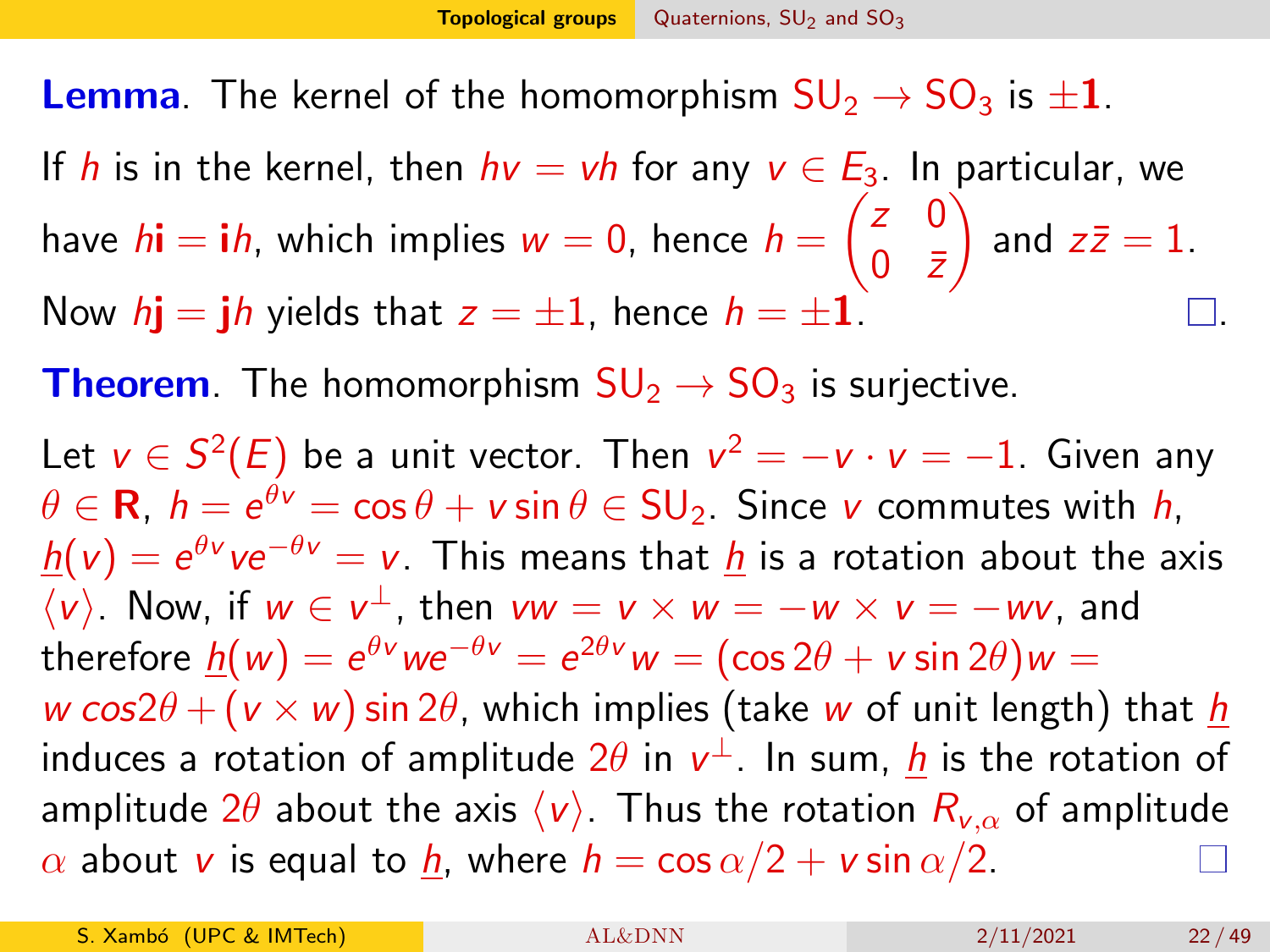**Lemma**. The kernel of the homomorphism $\mathrm{SU}_2 \to \mathrm{SO}_3$ is $\pm\mathbf{1}$.

If $h$ is in the kernel, then $hv = vh$ for any $v \in E_3$. In particular, we have $h\mathbf{i} = \mathbf{i}h$, which implies $w = 0$, hence $h = \begin{pmatrix} z & 0 \\ 0 & \bar{z} \end{pmatrix}$ and $z\bar{z} = 1$. Now $h\mathbf{j} = \mathbf{j}h$ yields that $z = \pm 1$, hence $h = \pm\mathbf{1}$. □.

**Theorem**. The homomorphism $\mathrm{SU}_2 \to \mathrm{SO}_3$ is surjective.

Let $v \in S^2(E)$ be a unit vector. Then $v^2 = -v \cdot v = -1$. Given any $\theta \in \mathbf{R}$, $h = e^{\theta v} = \cos\theta + v \sin\theta \in \mathrm{SU}_2$. Since $v$ commutes with $h$, $\underline{h}(v) = e^{\theta v} v e^{-\theta v} = v$. This means that $\underline{h}$ is a rotation about the axis $\langle v \rangle$. Now, if $w \in v^\perp$, then $vw = v \times w = -w \times v = -wv$, and therefore $\underline{h}(w) = e^{\theta v} w e^{-\theta v} = e^{2\theta v} w = (\cos 2\theta + v \sin 2\theta) w = w\, cos 2\theta + (v \times w) \sin 2\theta$, which implies (take $w$ of unit length) that $\underline{h}$ induces a rotation of amplitude $2\theta$ in $v^\perp$. In sum, $\underline{h}$ is the rotation of amplitude $2\theta$ about the axis $\langle v \rangle$. Thus the rotation $R_{v,\alpha}$ of amplitude $\alpha$ about $v$ is equal to $\underline{h}$, where $h = \cos\alpha/2 + v \sin\alpha/2$. □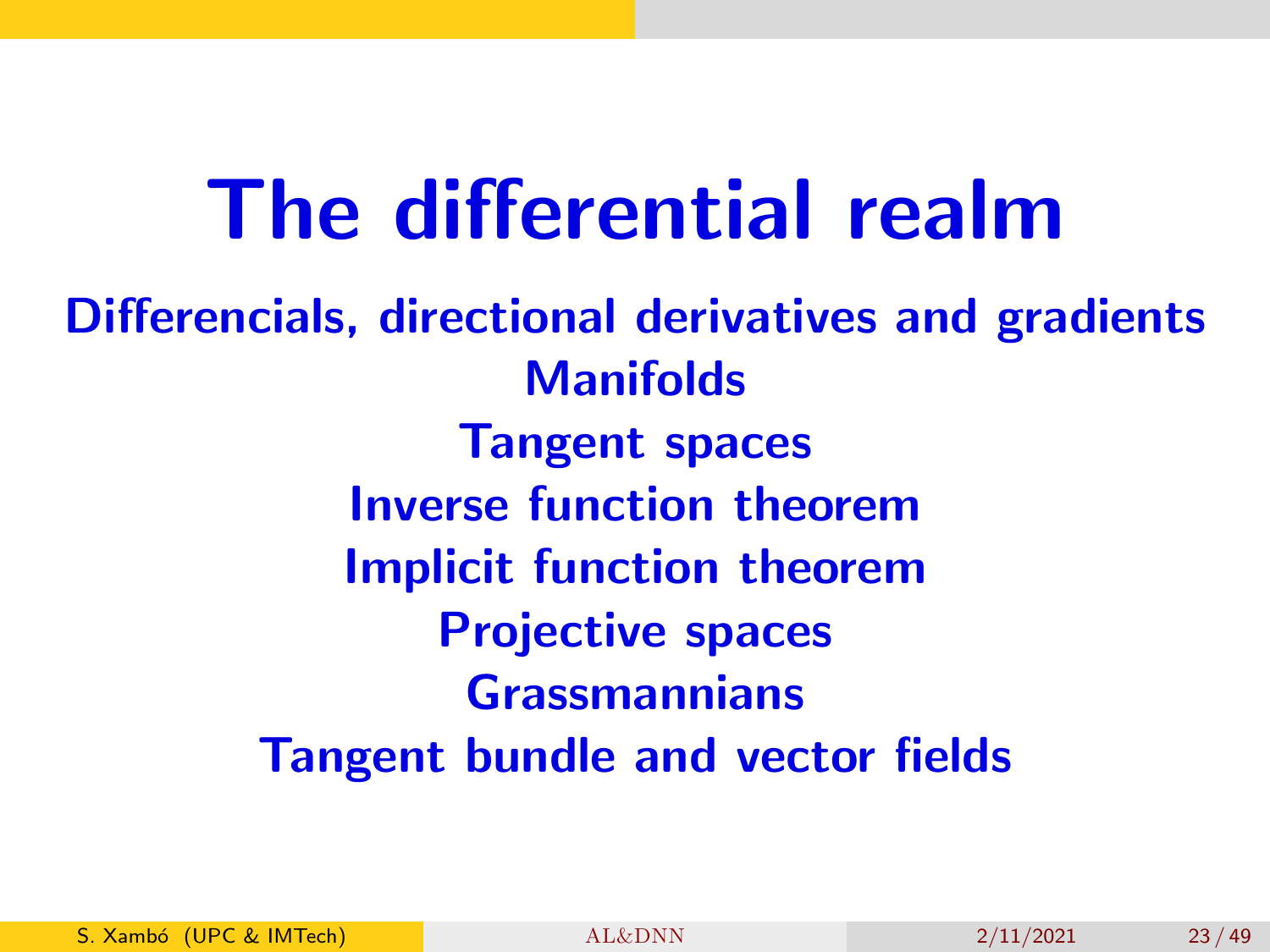# The differential realm

**Differencials, directional derivatives and gradients**

**Manifolds**

**Tangent spaces**

**Inverse function theorem**

**Implicit function theorem**

**Projective spaces**

**Grassmannians**

**Tangent bundle and vector fields**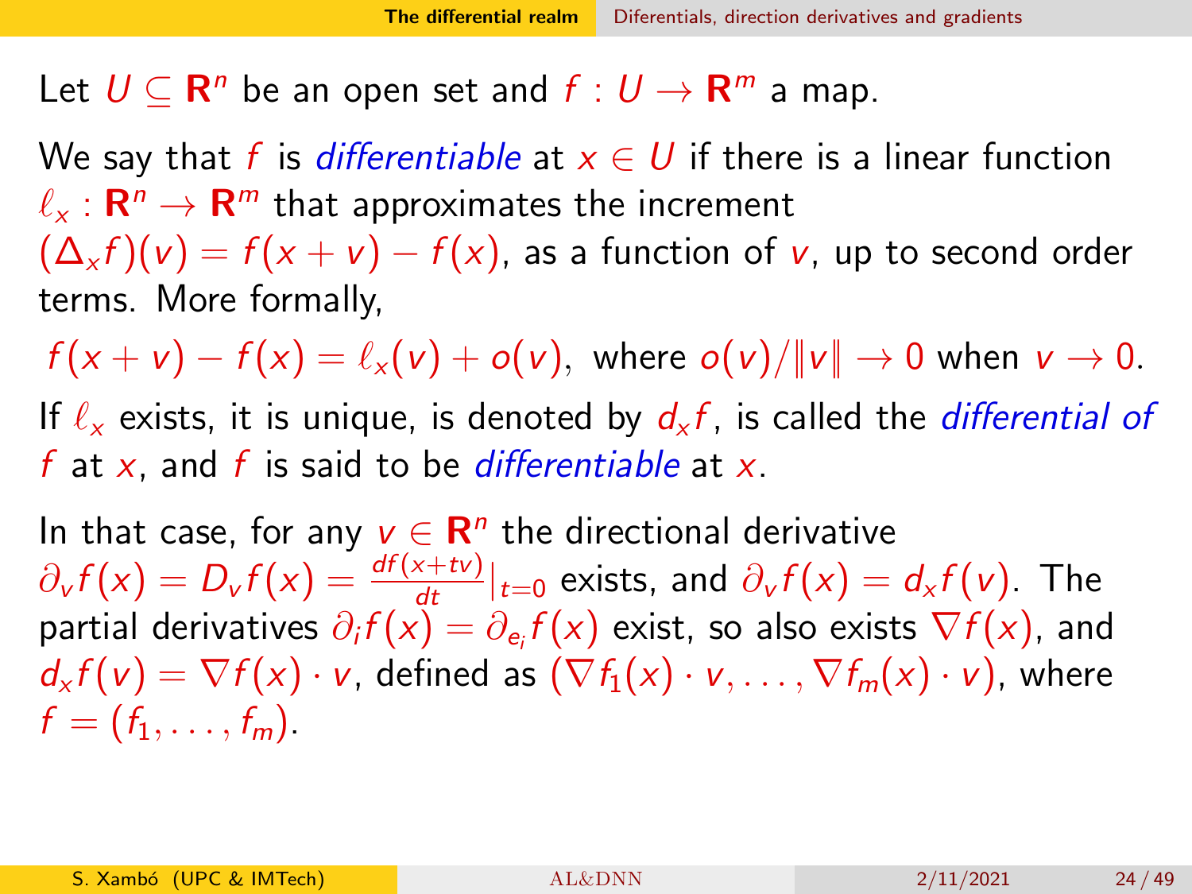Let $U \subseteq \mathbf{R}^n$ be an open set and $f : U \to \mathbf{R}^m$ a map.

We say that $f$ is *differentiable* at $x \in U$ if there is a linear function $\ell_x : \mathbf{R}^n \to \mathbf{R}^m$ that approximates the increment $(\Delta_x f)(v) = f(x+v) - f(x)$, as a function of $v$, up to second order terms. More formally,

$$f(x+v) - f(x) = \ell_x(v) + o(v), \text{ where } o(v)/\|v\| \to 0 \text{ when } v \to 0.$$

If $\ell_x$ exists, it is unique, is denoted by $d_x f$, is called the *differential of $f$* at $x$, and $f$ is said to be *differentiable* at $x$.

In that case, for any $v \in \mathbf{R}^n$ the directional derivative $\partial_v f(x) = D_v f(x) = \frac{df(x+tv)}{dt}|_{t=0}$ exists, and $\partial_v f(x) = d_x f(v)$. The partial derivatives $\partial_i f(x) = \partial_{e_i} f(x)$ exist, so also exists $\nabla f(x)$, and $d_x f(v) = \nabla f(x) \cdot v$, defined as $(\nabla f_1(x) \cdot v, \ldots, \nabla f_m(x) \cdot v)$, where $f = (f_1, \ldots, f_m)$.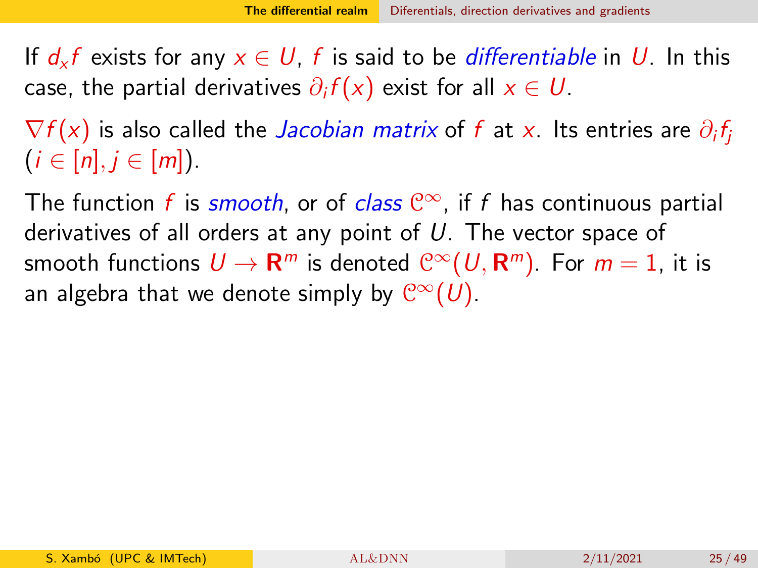If $d_x f$ exists for any $x \in U$, $f$ is said to be *differentiable* in $U$. In this case, the partial derivatives $\partial_i f(x)$ exist for all $x \in U$.

$\nabla f(x)$ is also called the *Jacobian matrix* of $f$ at $x$. Its entries are $\partial_i f_j$ ($i \in [n], j \in [m]$).

The function $f$ is *smooth*, or of *class* $\mathcal{C}^\infty$, if $f$ has continuous partial derivatives of all orders at any point of $U$. The vector space of smooth functions $U \to \mathbf{R}^m$ is denoted $\mathcal{C}^\infty(U, \mathbf{R}^m)$. For $m = 1$, it is an algebra that we denote simply by $\mathcal{C}^\infty(U)$.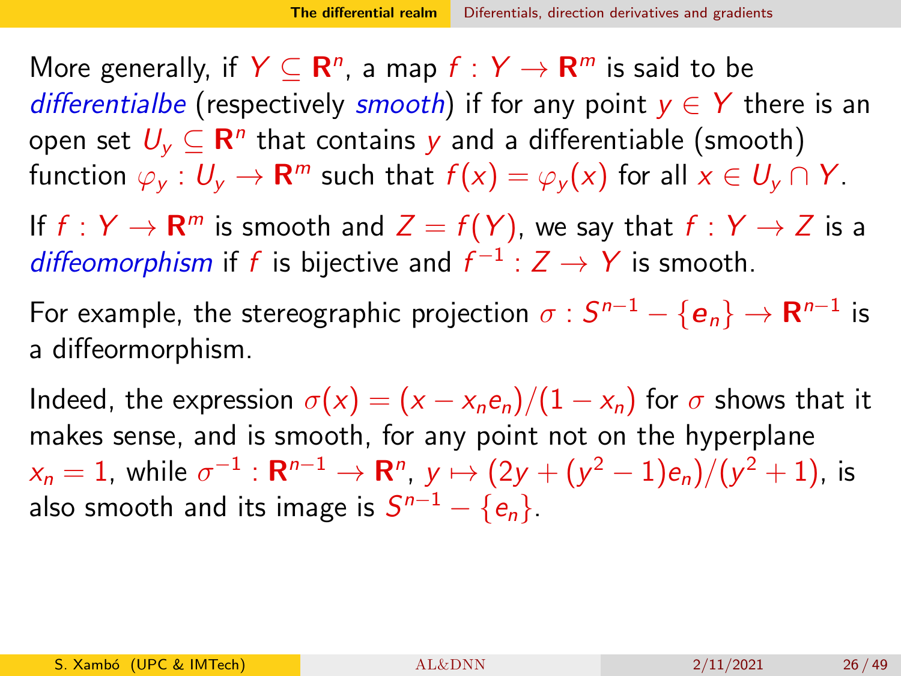More generally, if $Y \subseteq \mathbf{R}^n$, a map $f : Y \to \mathbf{R}^m$ is said to be *differentialbe* (respectively *smooth*) if for any point $y \in Y$ there is an open set $U_y \subseteq \mathbf{R}^n$ that contains $y$ and a differentiable (smooth) function $\varphi_y : U_y \to \mathbf{R}^m$ such that $f(x) = \varphi_y(x)$ for all $x \in U_y \cap Y$.

If $f : Y \to \mathbf{R}^m$ is smooth and $Z = f(Y)$, we say that $f : Y \to Z$ is a *diffeomorphism* if $f$ is bijective and $f^{-1} : Z \to Y$ is smooth.

For example, the stereographic projection $\sigma : S^{n-1} - \{\boldsymbol{e}_n\} \to \mathbf{R}^{n-1}$ is a diffeormorphism.

Indeed, the expression $\sigma(x) = (x - x_n e_n)/(1 - x_n)$ for $\sigma$ shows that it makes sense, and is smooth, for any point not on the hyperplane $x_n = 1$, while $\sigma^{-1} : \mathbf{R}^{n-1} \to \mathbf{R}^n$, $y \mapsto (2y + (y^2 - 1)e_n)/(y^2 + 1)$, is also smooth and its image is $S^{n-1} - \{e_n\}$.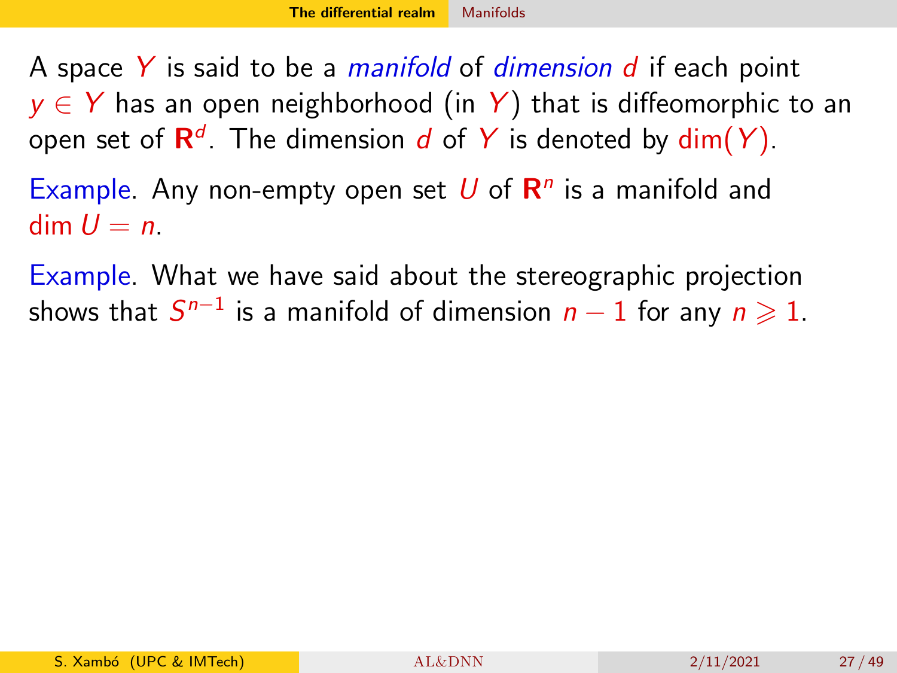A space $Y$ is said to be a *manifold* of *dimension* $d$ if each point $y \in Y$ has an open neighborhood (in $Y$) that is diffeomorphic to an open set of $\mathbf{R}^d$. The dimension $d$ of $Y$ is denoted by $\dim(Y)$.

Example. Any non-empty open set $U$ of $\mathbf{R}^n$ is a manifold and $\dim U = n$.

Example. What we have said about the stereographic projection shows that $S^{n-1}$ is a manifold of dimension $n-1$ for any $n \geqslant 1$.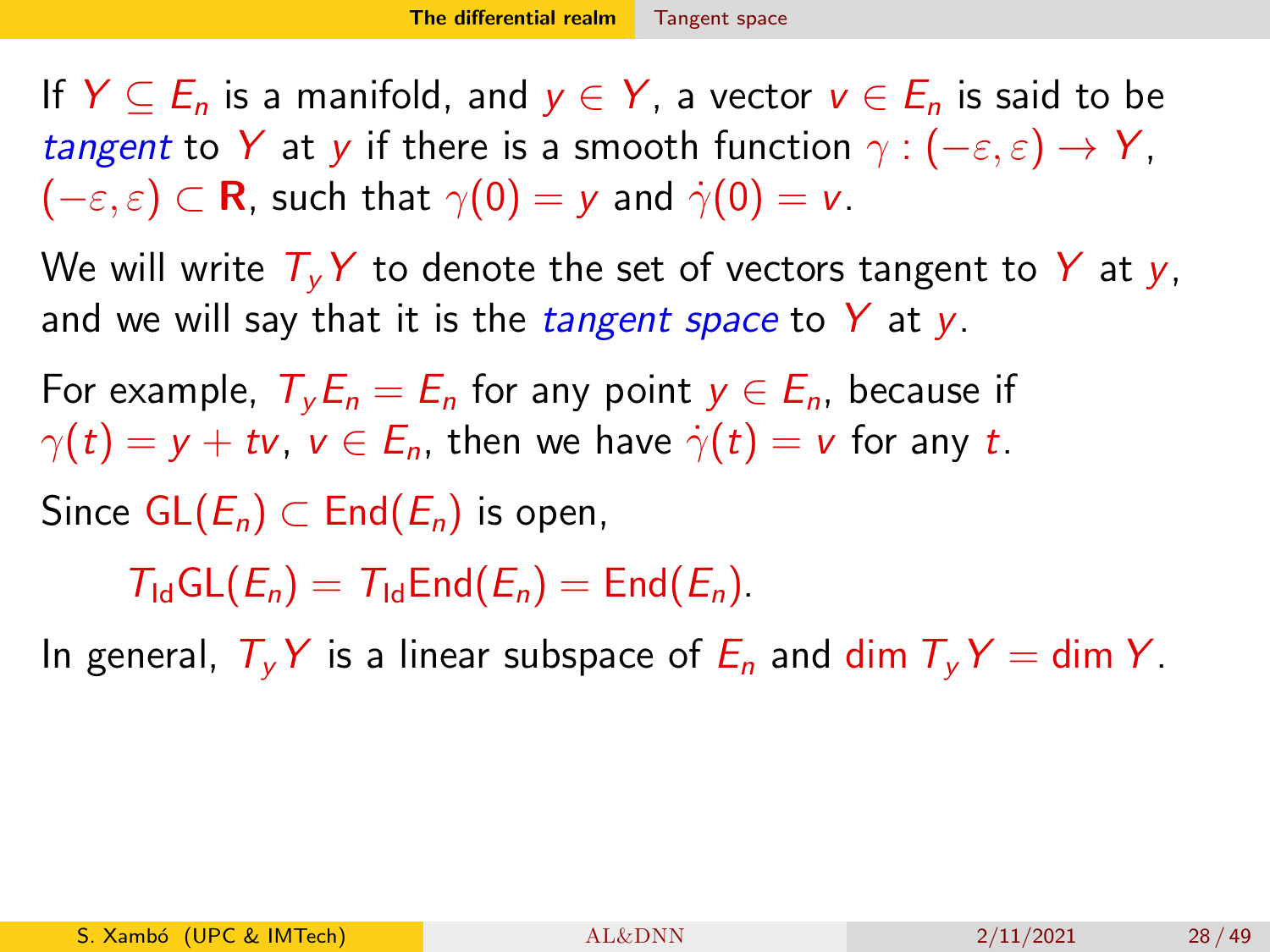If $Y \subseteq E_n$ is a manifold, and $y \in Y$, a vector $v \in E_n$ is said to be *tangent* to $Y$ at $y$ if there is a smooth function $\gamma : (-\varepsilon, \varepsilon) \to Y$, $(-\varepsilon, \varepsilon) \subset \mathbf{R}$, such that $\gamma(0) = y$ and $\dot{\gamma}(0) = v$.

We will write $T_y Y$ to denote the set of vectors tangent to $Y$ at $y$, and we will say that it is the *tangent space* to $Y$ at $y$.

For example, $T_y E_n = E_n$ for any point $y \in E_n$, because if $\gamma(t) = y + tv$, $v \in E_n$, then we have $\dot{\gamma}(t) = v$ for any $t$.

Since $\mathrm{GL}(E_n) \subset \mathrm{End}(E_n)$ is open,

$$T_{\mathrm{Id}}\mathrm{GL}(E_n) = T_{\mathrm{Id}}\mathrm{End}(E_n) = \mathrm{End}(E_n).$$

In general, $T_y Y$ is a linear subspace of $E_n$ and $\dim T_y Y = \dim Y$.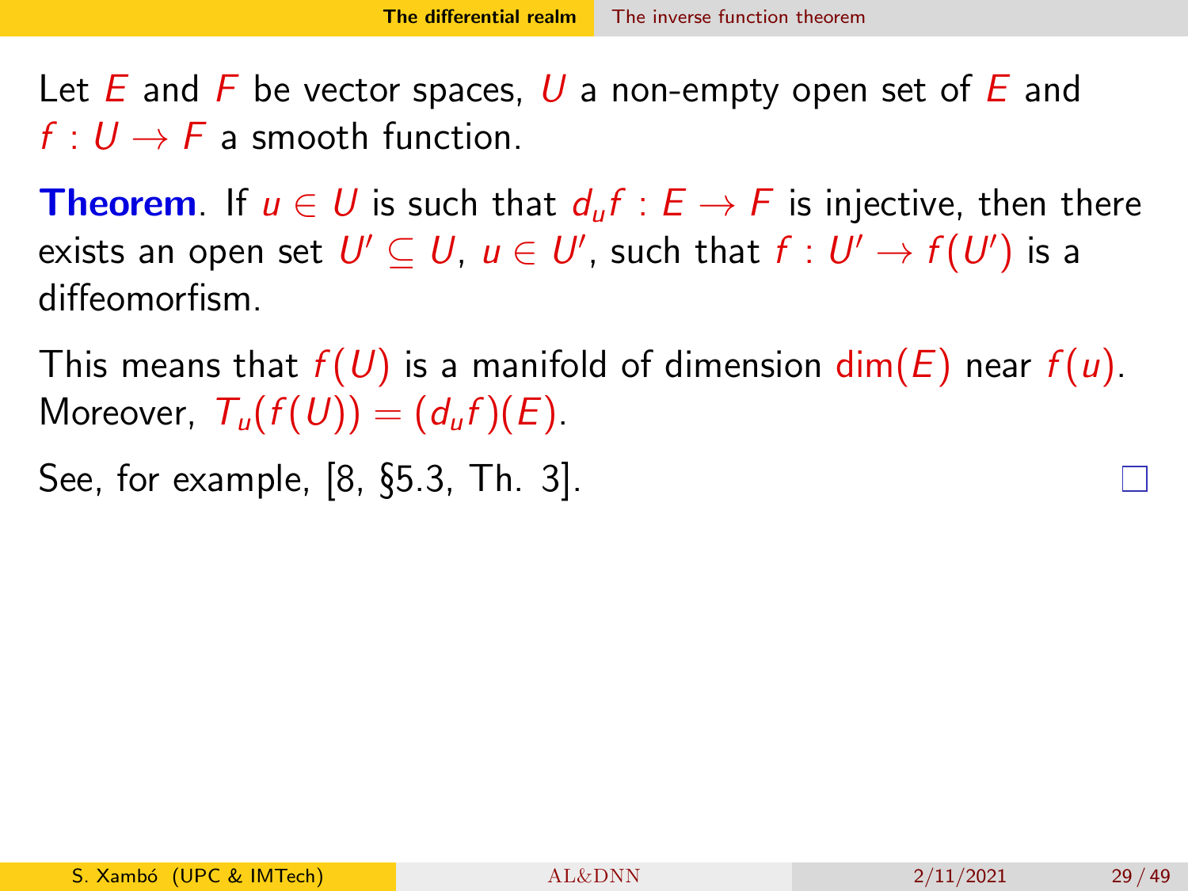Let $E$ and $F$ be vector spaces, $U$ a non-empty open set of $E$ and $f : U \to F$ a smooth function.

**Theorem**. If $u \in U$ is such that $d_u f : E \to F$ is injective, then there exists an open set $U' \subseteq U$, $u \in U'$, such that $f : U' \to f(U')$ is a diffeomorfism.

This means that $f(U)$ is a manifold of dimension $\dim(E)$ near $f(u)$. Moreover, $T_u(f(U)) = (d_u f)(E)$.

See, for example, [8, §5.3, Th. 3]. □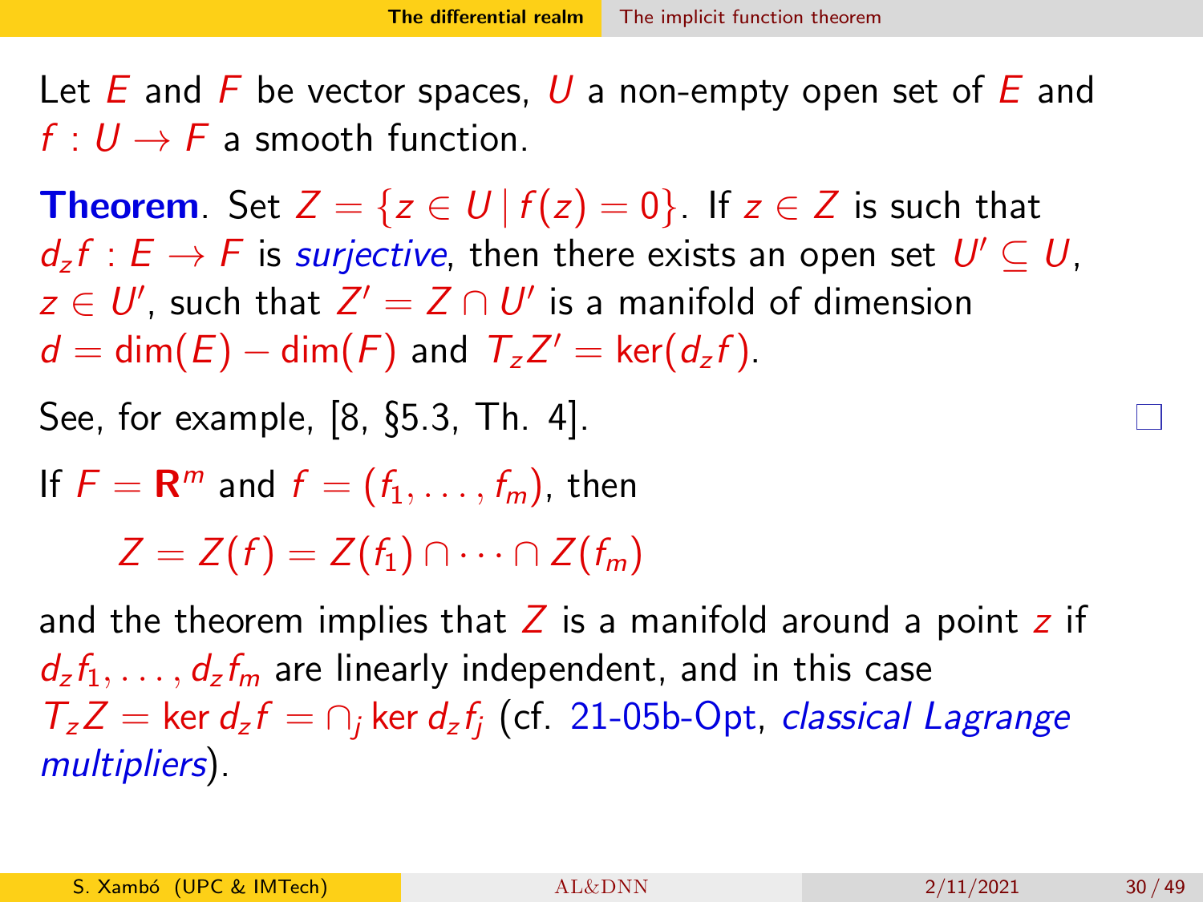Let $E$ and $F$ be vector spaces, $U$ a non-empty open set of $E$ and $f : U \to F$ a smooth function.

**Theorem**. Set $Z = \{z \in U \mid f(z) = 0\}$. If $z \in Z$ is such that $d_z f : E \to F$ is *surjective*, then there exists an open set $U' \subseteq U$, $z \in U'$, such that $Z' = Z \cap U'$ is a manifold of dimension $d = \dim(E) - \dim(F)$ and $T_z Z' = \ker(d_z f)$.

See, for example, [8, §5.3, Th. 4]. □

If $F = \mathbf{R}^m$ and $f = (f_1, \ldots, f_m)$, then

$$Z = Z(f) = Z(f_1) \cap \cdots \cap Z(f_m)$$

and the theorem implies that $Z$ is a manifold around a point $z$ if $d_z f_1, \ldots, d_z f_m$ are linearly independent, and in this case $T_z Z = \ker d_z f = \cap_j \ker d_z f_j$ (cf. 21-05b-Opt, *classical Lagrange multipliers*).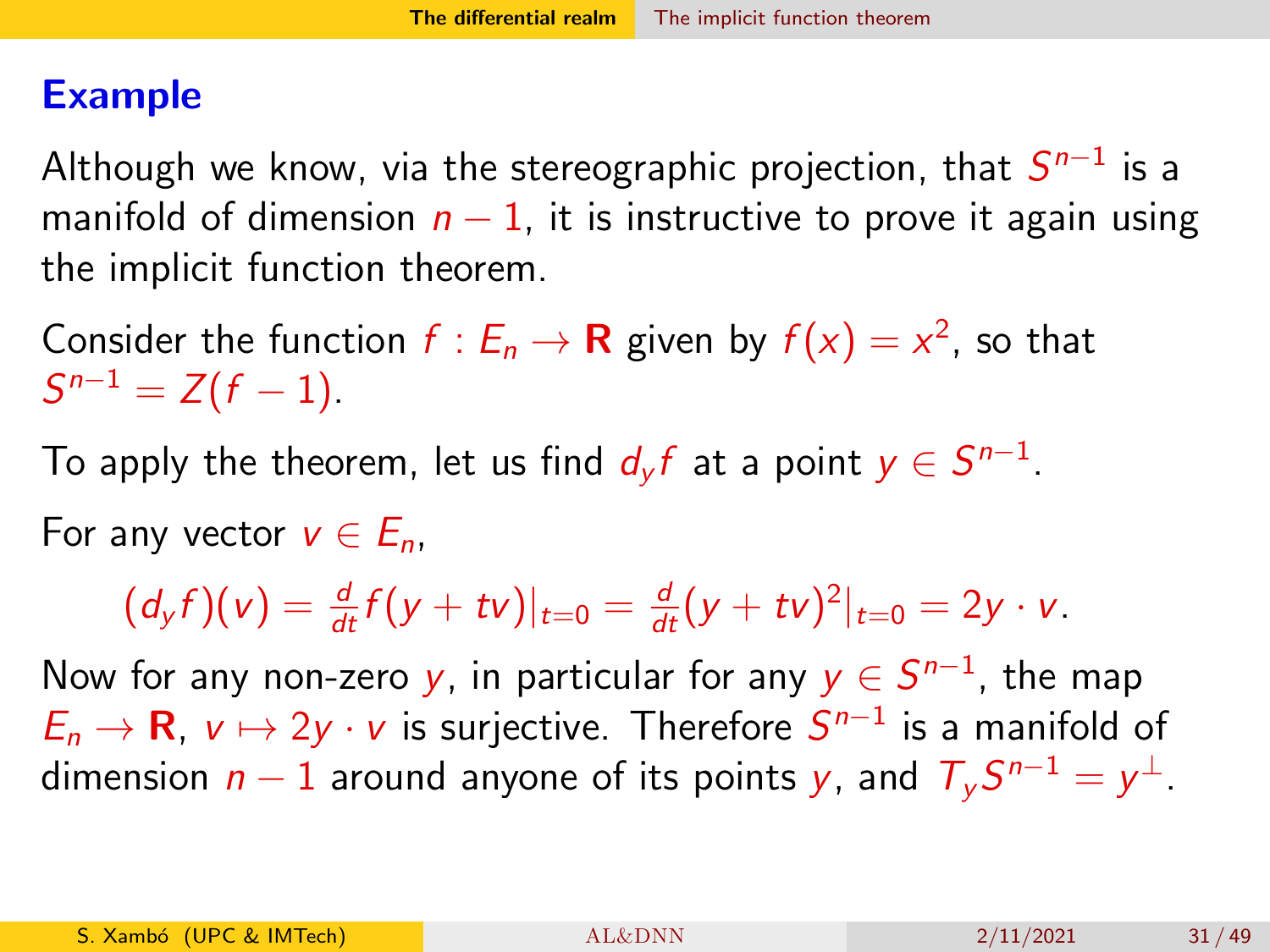## Example

Although we know, via the stereographic projection, that $S^{n-1}$ is a manifold of dimension $n-1$, it is instructive to prove it again using the implicit function theorem.

Consider the function $f : E_n \to \mathbf{R}$ given by $f(x) = x^2$, so that $S^{n-1} = Z(f-1)$.

To apply the theorem, let us find $d_y f$ at a point $y \in S^{n-1}$.

For any vector $v \in E_n$,

$$(d_y f)(v) = \tfrac{d}{dt} f(y+tv)|_{t=0} = \tfrac{d}{dt}(y+tv)^2|_{t=0} = 2y \cdot v.$$

Now for any non-zero $y$, in particular for any $y \in S^{n-1}$, the map $E_n \to \mathbf{R}$, $v \mapsto 2y \cdot v$ is surjective. Therefore $S^{n-1}$ is a manifold of dimension $n-1$ around anyone of its points $y$, and $T_y S^{n-1} = y^{\perp}$.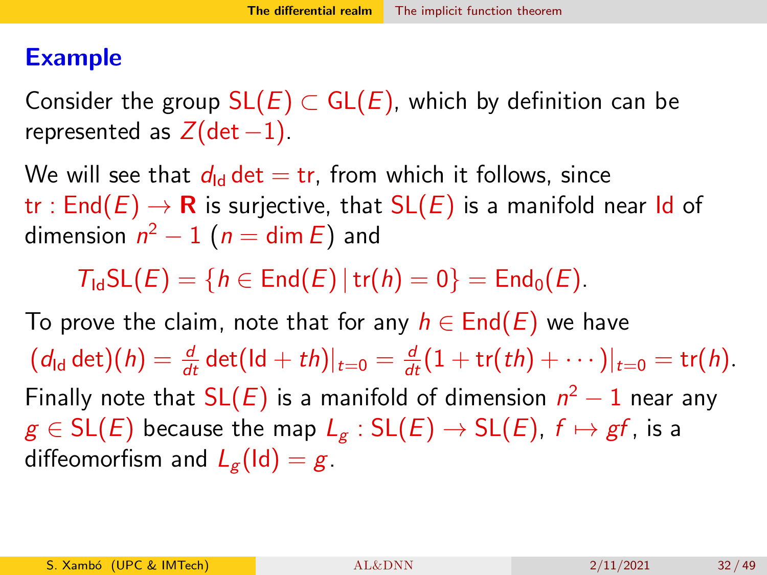## Example

Consider the group $\mathrm{SL}(E) \subset \mathrm{GL}(E)$, which by definition can be represented as $Z(\det -1)$.

We will see that $d_{\mathrm{Id}} \det = \mathrm{tr}$, from which it follows, since $\mathrm{tr} : \mathrm{End}(E) \to \mathbf{R}$ is surjective, that $\mathrm{SL}(E)$ is a manifold near $\mathrm{Id}$ of dimension $n^2 - 1$ ($n = \dim E$) and

$$T_{\mathrm{Id}}\mathrm{SL}(E) = \{h \in \mathrm{End}(E) \,|\, \mathrm{tr}(h) = 0\} = \mathrm{End}_0(E).$$

To prove the claim, note that for any $h \in \mathrm{End}(E)$ we have $(d_{\mathrm{Id}} \det)(h) = \frac{d}{dt} \det(\mathrm{Id} + th)|_{t=0} = \frac{d}{dt}(1 + \mathrm{tr}(th) + \cdots)|_{t=0} = \mathrm{tr}(h)$.

Finally note that $\mathrm{SL}(E)$ is a manifold of dimension $n^2 - 1$ near any $g \in \mathrm{SL}(E)$ because the map $L_g : \mathrm{SL}(E) \to \mathrm{SL}(E)$, $f \mapsto gf$, is a diffeomorfism and $L_g(\mathrm{Id}) = g$.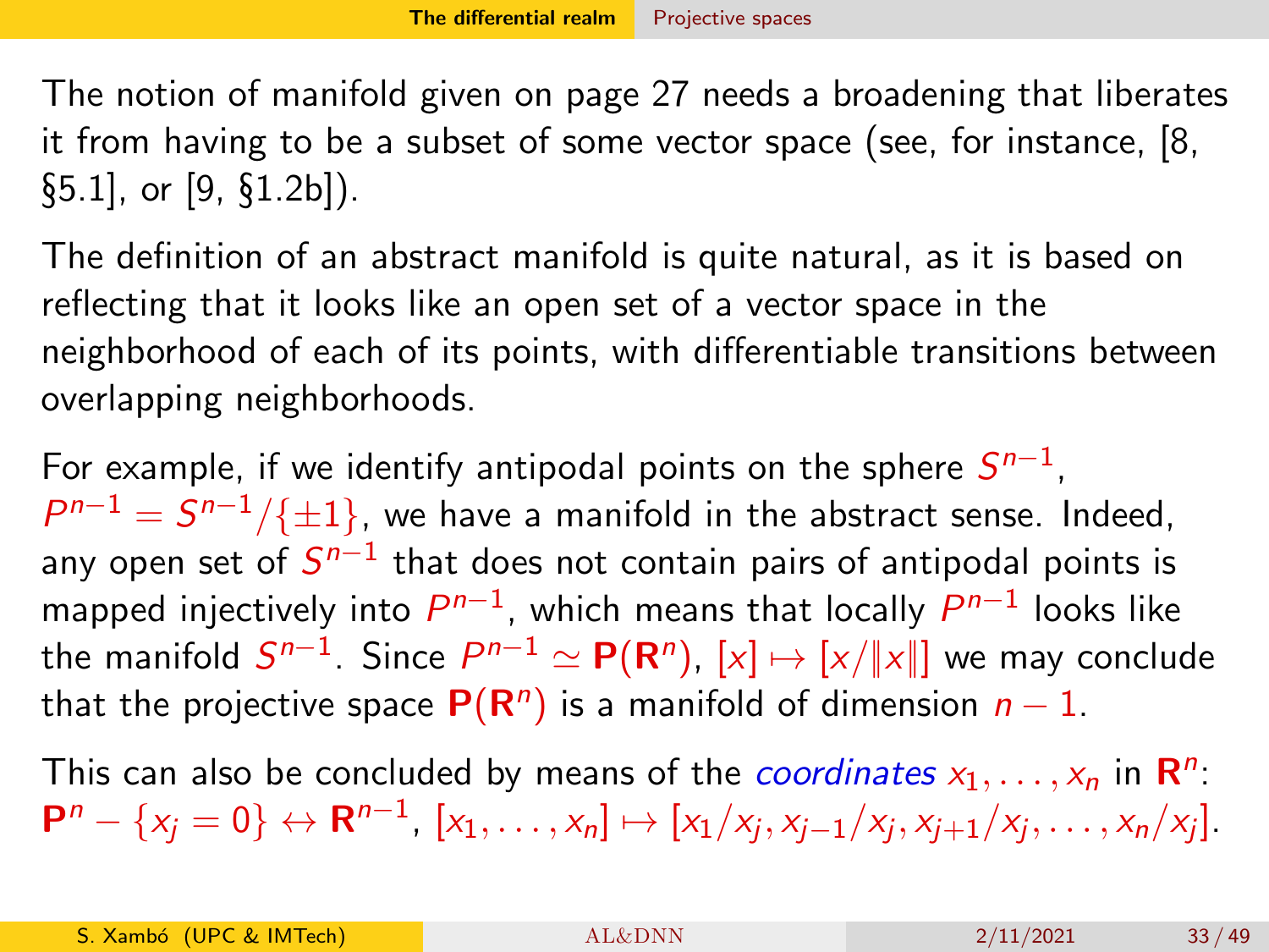The notion of manifold given on page 27 needs a broadening that liberates it from having to be a subset of some vector space (see, for instance, [8, §5.1], or [9, §1.2b]).

The definition of an abstract manifold is quite natural, as it is based on reflecting that it looks like an open set of a vector space in the neighborhood of each of its points, with differentiable transitions between overlapping neighborhoods.

For example, if we identify antipodal points on the sphere $S^{n-1}$, $P^{n-1} = S^{n-1}/\{\pm 1\}$, we have a manifold in the abstract sense. Indeed, any open set of $S^{n-1}$ that does not contain pairs of antipodal points is mapped injectively into $P^{n-1}$, which means that locally $P^{n-1}$ looks like the manifold $S^{n-1}$. Since $P^{n-1} \simeq \mathbf{P}(\mathbf{R}^n)$, $[x] \mapsto [x/\|x\|]$ we may conclude that the projective space $\mathbf{P}(\mathbf{R}^n)$ is a manifold of dimension $n-1$.

This can also be concluded by means of the *coordinates* $x_1, \ldots, x_n$ in $\mathbf{R}^n$: $\mathbf{P}^n - \{x_j = 0\} \leftrightarrow \mathbf{R}^{n-1}$, $[x_1, \ldots, x_n] \mapsto [x_1/x_j, x_{j-1}/x_j, x_{j+1}/x_j, \ldots, x_n/x_j]$.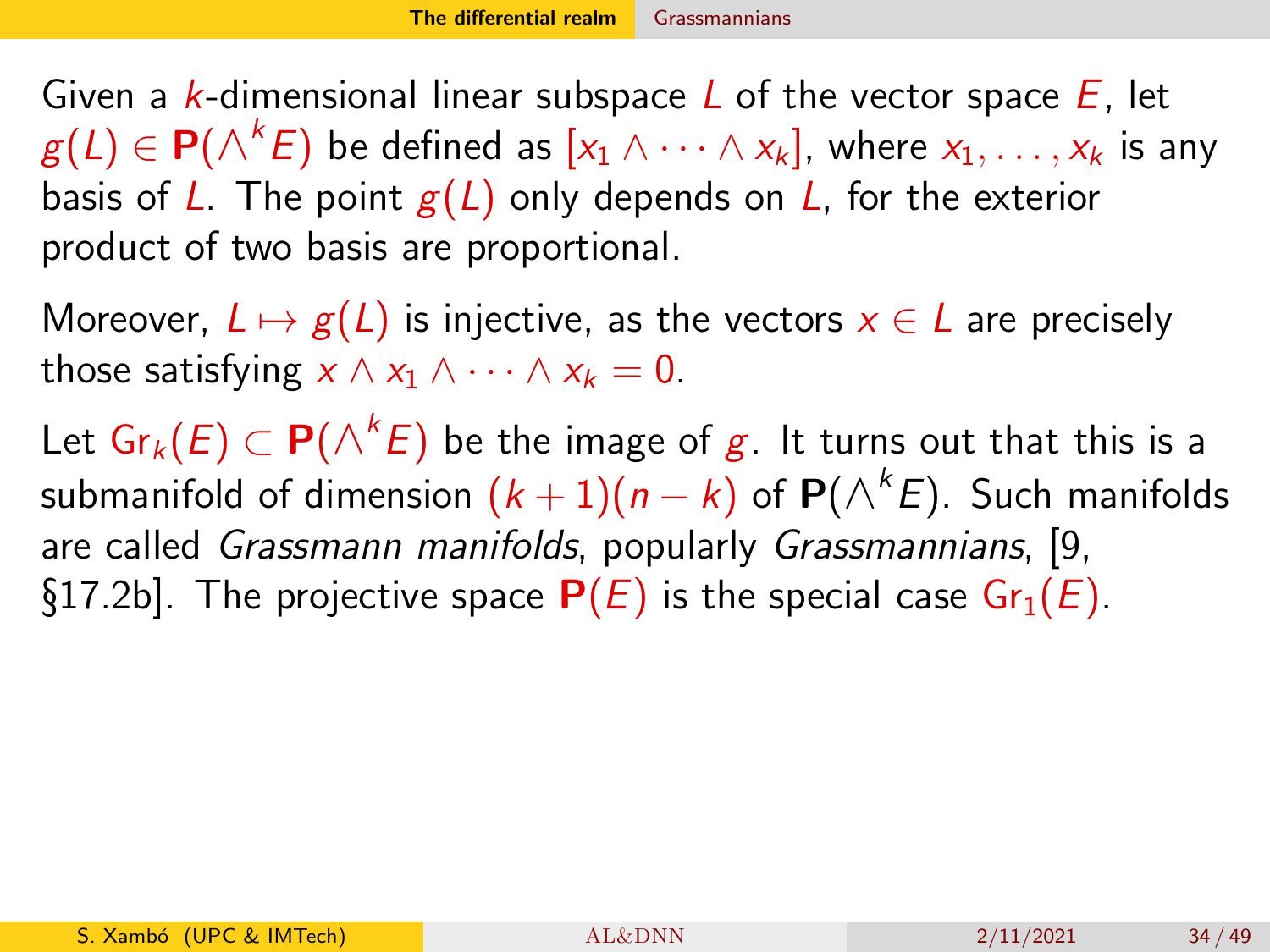Given a $k$-dimensional linear subspace $L$ of the vector space $E$, let $g(L) \in \mathbf{P}(\wedge^k E)$ be defined as $[x_1 \wedge \cdots \wedge x_k]$, where $x_1, \ldots, x_k$ is any basis of $L$. The point $g(L)$ only depends on $L$, for the exterior product of two basis are proportional.

Moreover, $L \mapsto g(L)$ is injective, as the vectors $x \in L$ are precisely those satisfying $x \wedge x_1 \wedge \cdots \wedge x_k = 0$.

Let $\mathrm{Gr}_k(E) \subset \mathbf{P}(\wedge^k E)$ be the image of $g$. It turns out that this is a submanifold of dimension $(k+1)(n-k)$ of $\mathbf{P}(\wedge^k E)$. Such manifolds are called *Grassmann manifolds*, popularly *Grassmannians*, [9, §17.2b]. The projective space $\mathbf{P}(E)$ is the special case $\mathrm{Gr}_1(E)$.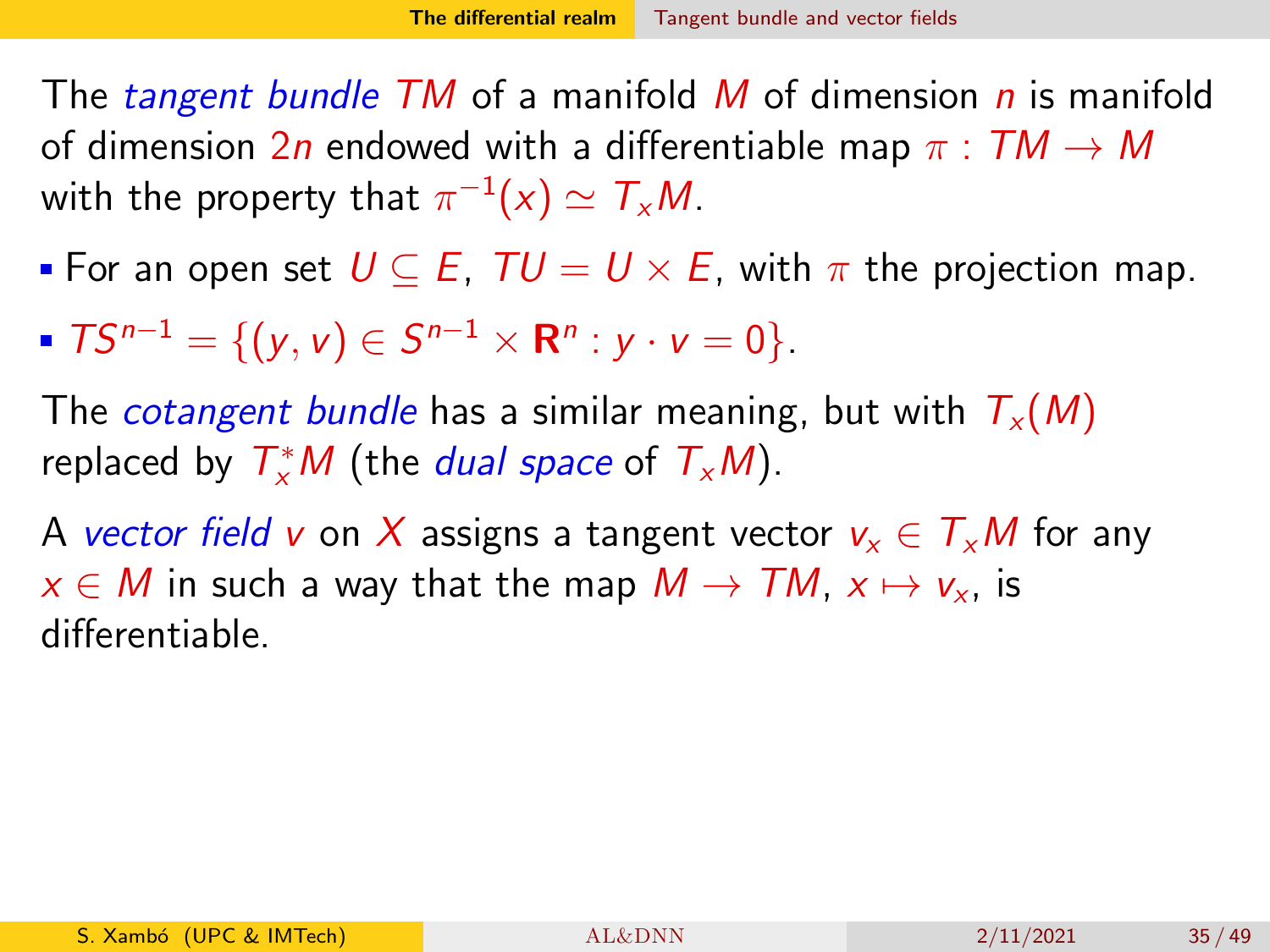The *tangent bundle* $TM$ of a manifold $M$ of dimension $n$ is manifold of dimension $2n$ endowed with a differentiable map $\pi : TM \to M$ with the property that $\pi^{-1}(x) \simeq T_x M$.

- For an open set $U \subseteq E$, $TU = U \times E$, with $\pi$ the projection map.
- $TS^{n-1} = \{(y, v) \in S^{n-1} \times \mathbf{R}^n : y \cdot v = 0\}$.

The *cotangent bundle* has a similar meaning, but with $T_x(M)$ replaced by $T_x^* M$ (the *dual space* of $T_x M$).

A *vector field* $v$ on $X$ assigns a tangent vector $v_x \in T_x M$ for any $x \in M$ in such a way that the map $M \to TM$, $x \mapsto v_x$, is differentiable.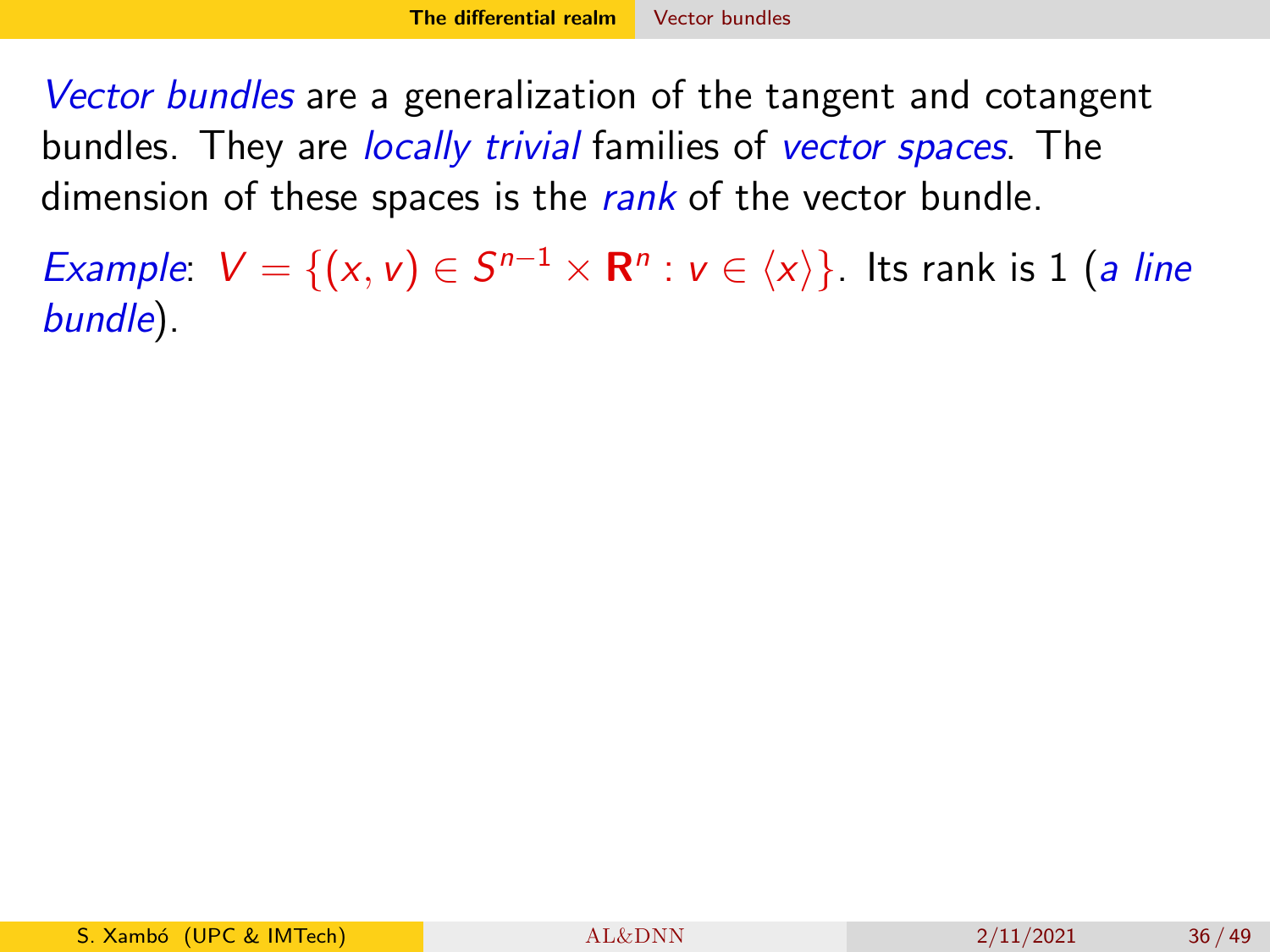*Vector bundles* are a generalization of the tangent and cotangent bundles. They are *locally trivial* families of *vector spaces*. The dimension of these spaces is the *rank* of the vector bundle.

*Example*: $V = \{(x, v) \in S^{n-1} \times \mathbf{R}^n : v \in \langle x \rangle\}$. Its rank is 1 (*a line bundle*).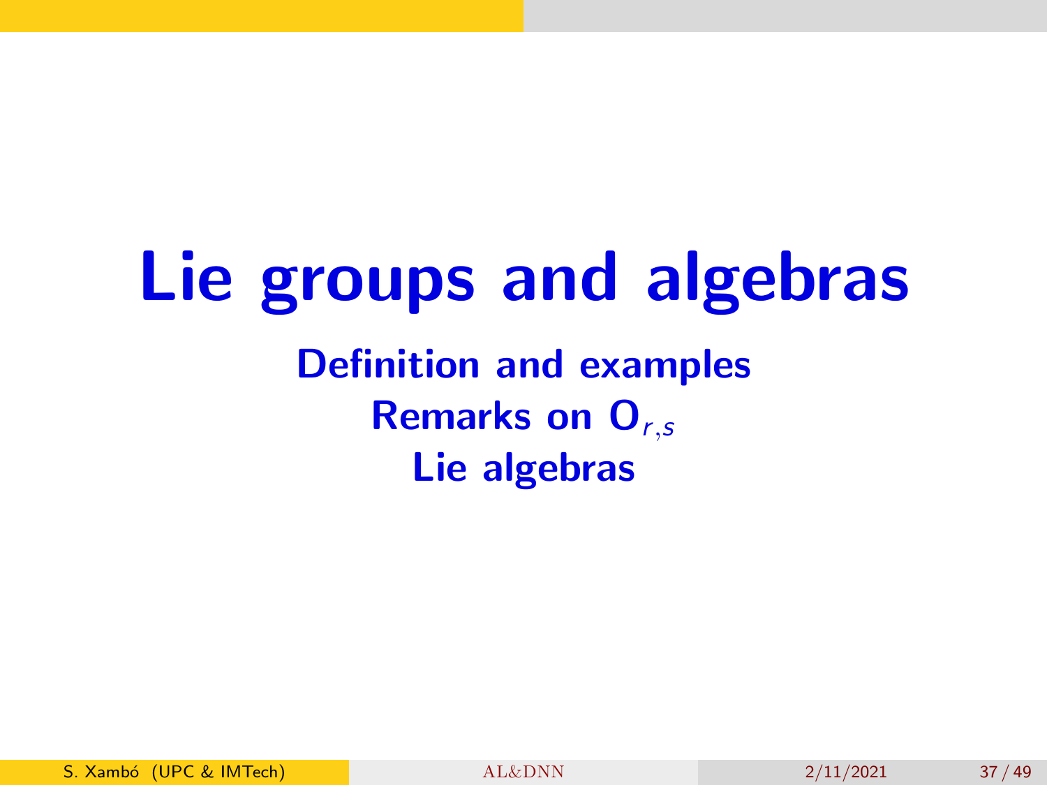# Lie groups and algebras

**Definition and examples**

**Remarks on $\mathbf{O}_{r,s}$**

**Lie algebras**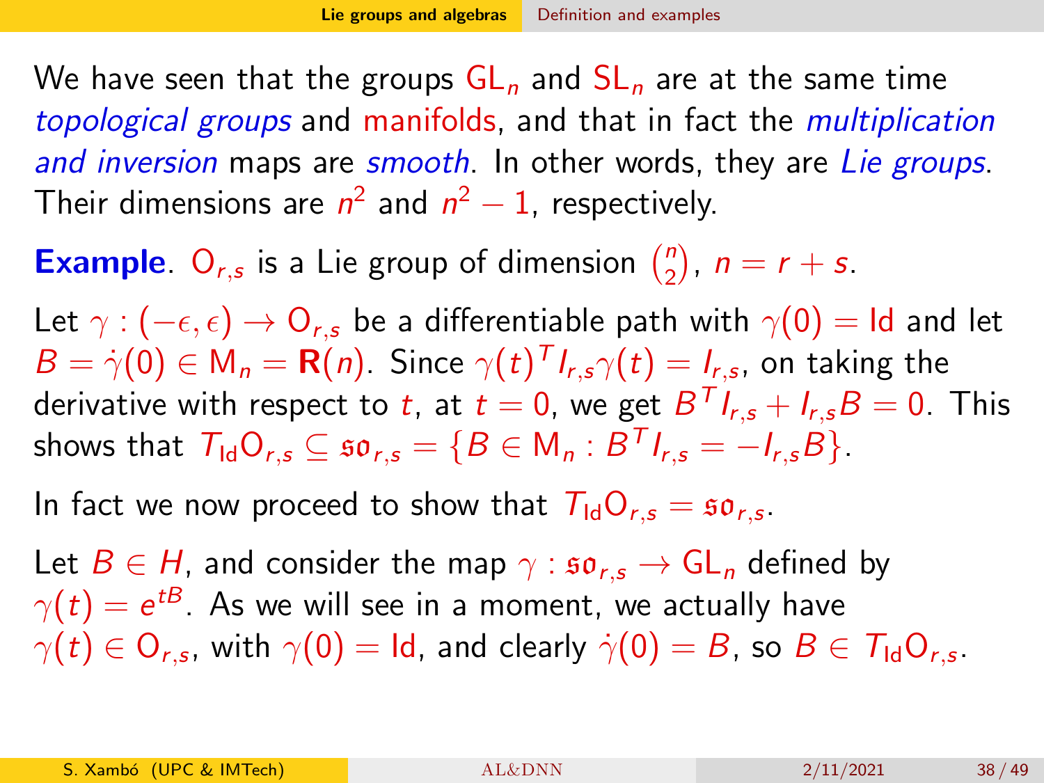We have seen that the groups $\mathrm{GL}_n$ and $\mathrm{SL}_n$ are at the same time *topological groups* and manifolds, and that in fact the *multiplication and inversion* maps are *smooth*. In other words, they are *Lie groups*. Their dimensions are $n^2$ and $n^2 - 1$, respectively.

**Example**. $\mathrm{O}_{r,s}$ is a Lie group of dimension $\binom{n}{2}$, $n = r + s$.

Let $\gamma : (-\epsilon, \epsilon) \to \mathrm{O}_{r,s}$ be a differentiable path with $\gamma(0) = \mathrm{Id}$ and let $B = \dot{\gamma}(0) \in \mathrm{M}_n = \mathbf{R}(n)$. Since $\gamma(t)^T I_{r,s} \gamma(t) = I_{r,s}$, on taking the derivative with respect to $t$, at $t = 0$, we get $B^T I_{r,s} + I_{r,s} B = 0$. This shows that $T_{\mathrm{Id}}\mathrm{O}_{r,s} \subseteq \mathfrak{so}_{r,s} = \{B \in \mathrm{M}_n : B^T I_{r,s} = -I_{r,s} B\}$.

In fact we now proceed to show that $T_{\mathrm{Id}}\mathrm{O}_{r,s} = \mathfrak{so}_{r,s}$.

Let $B \in H$, and consider the map $\gamma : \mathfrak{so}_{r,s} \to \mathrm{GL}_n$ defined by $\gamma(t) = e^{tB}$. As we will see in a moment, we actually have $\gamma(t) \in \mathrm{O}_{r,s}$, with $\gamma(0) = \mathrm{Id}$, and clearly $\dot{\gamma}(0) = B$, so $B \in T_{\mathrm{Id}}\mathrm{O}_{r,s}$.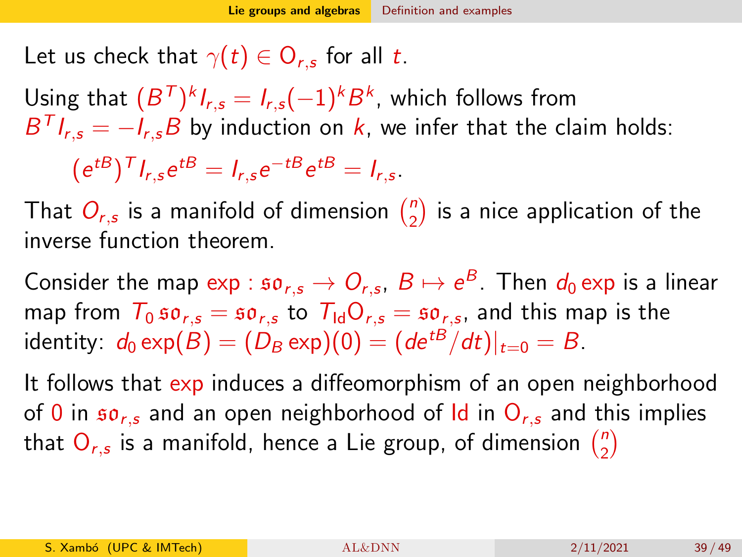Let us check that $\gamma(t) \in \mathrm{O}_{r,s}$ for all $t$.

Using that $(B^T)^k I_{r,s} = I_{r,s}(-1)^k B^k$, which follows from $B^T I_{r,s} = -I_{r,s}B$ by induction on $k$, we infer that the claim holds:

$$(e^{tB})^T I_{r,s} e^{tB} = I_{r,s} e^{-tB} e^{tB} = I_{r,s}.$$

That $O_{r,s}$ is a manifold of dimension $\binom{n}{2}$ is a nice application of the inverse function theorem.

Consider the map $\exp : \mathfrak{so}_{r,s} \to O_{r,s}$, $B \mapsto e^B$. Then $d_0 \exp$ is a linear map from $T_0\,\mathfrak{so}_{r,s} = \mathfrak{so}_{r,s}$ to $T_{\mathrm{Id}}\mathrm{O}_{r,s} = \mathfrak{so}_{r,s}$, and this map is the identity: $d_0 \exp(B) = (D_B \exp)(0) = (de^{tB}/dt)|_{t=0} = B$.

It follows that $\exp$ induces a diffeomorphism of an open neighborhood of $0$ in $\mathfrak{so}_{r,s}$ and an open neighborhood of $\mathrm{Id}$ in $\mathrm{O}_{r,s}$ and this implies that $\mathrm{O}_{r,s}$ is a manifold, hence a Lie group, of dimension $\binom{n}{2}$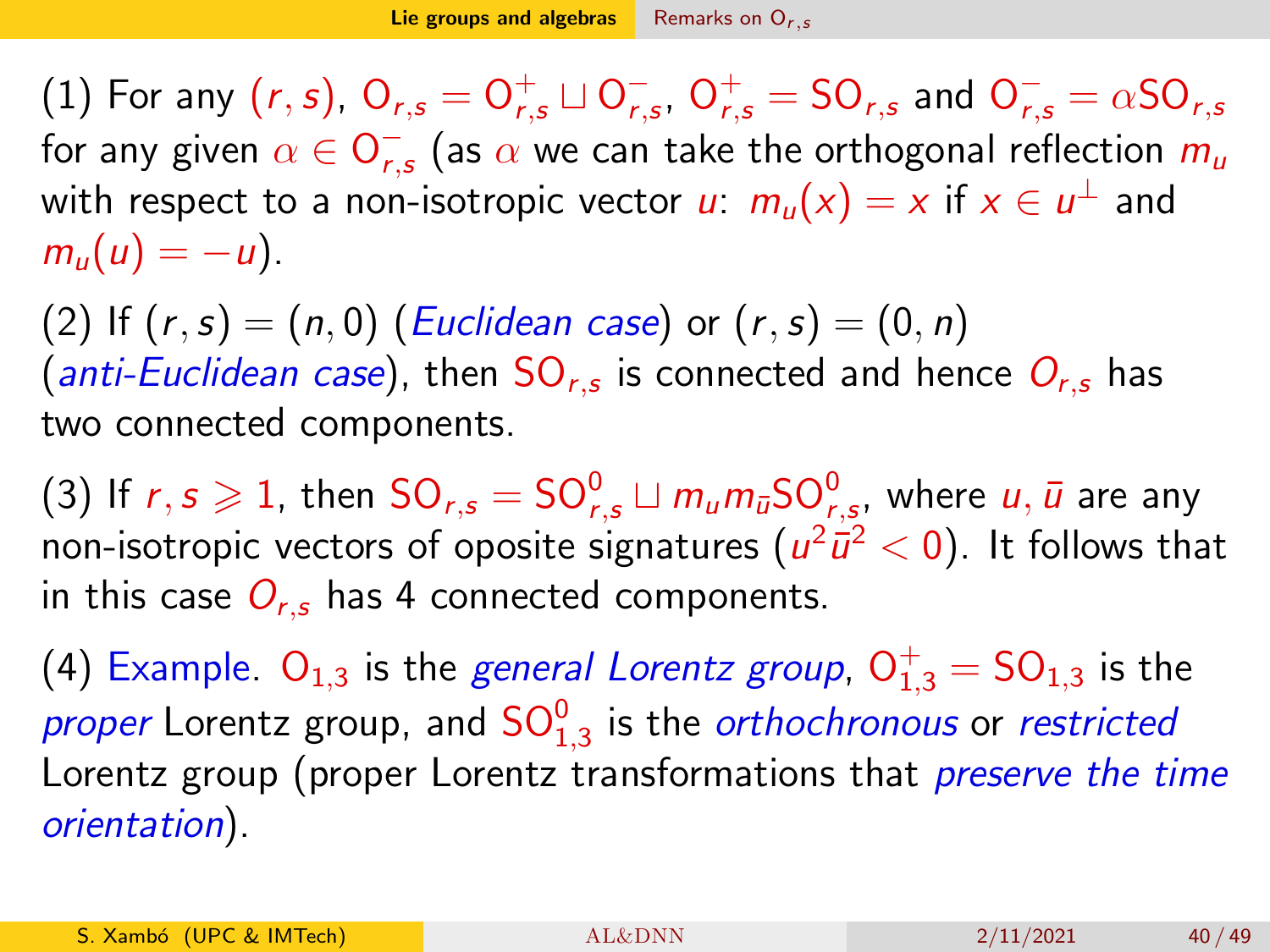(1) For any $(r, s)$, $\mathrm{O}_{r,s} = \mathrm{O}^+_{r,s} \sqcup \mathrm{O}^-_{r,s}$, $\mathrm{O}^+_{r,s} = \mathrm{SO}_{r,s}$ and $\mathrm{O}^-_{r,s} = \alpha\mathrm{SO}_{r,s}$ for any given $\alpha \in \mathrm{O}^-_{r,s}$ (as $\alpha$ we can take the orthogonal reflection $m_u$ with respect to a non-isotropic vector $u$: $m_u(x) = x$ if $x \in u^\perp$ and $m_u(u) = -u$).

(2) If $(r, s) = (n, 0)$ (*Euclidean case*) or $(r, s) = (0, n)$ (*anti-Euclidean case*), then $\mathrm{SO}_{r,s}$ is connected and hence $O_{r,s}$ has two connected components.

(3) If $r, s \geqslant 1$, then $\mathrm{SO}_{r,s} = \mathrm{SO}^0_{r,s} \sqcup m_u m_{\bar{u}}\mathrm{SO}^0_{r,s}$, where $u, \bar{u}$ are any non-isotropic vectors of oposite signatures ($u^2\bar{u}^2 < 0$). It follows that in this case $O_{r,s}$ has 4 connected components.

(4) Example. $\mathrm{O}_{1,3}$ is the *general Lorentz group*, $\mathrm{O}^+_{1,3} = \mathrm{SO}_{1,3}$ is the *proper* Lorentz group, and $\mathrm{SO}^0_{1,3}$ is the *orthochronous* or *restricted* Lorentz group (proper Lorentz transformations that *preserve the time orientation*).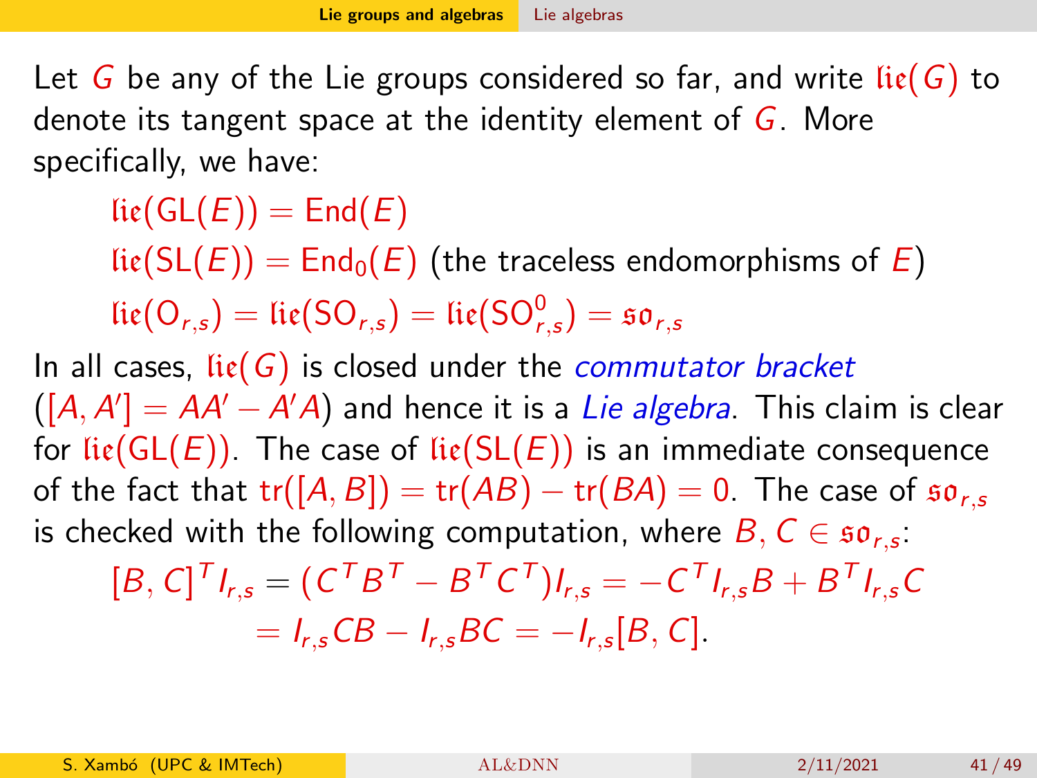Let $G$ be any of the Lie groups considered so far, and write $\mathfrak{lie}(G)$ to denote its tangent space at the identity element of $G$. More specifically, we have:

$$\mathfrak{lie}(\mathrm{GL}(E)) = \mathrm{End}(E)$$

$$\mathfrak{lie}(\mathrm{SL}(E)) = \mathrm{End}_0(E) \text{ (the traceless endomorphisms of } E\text{)}$$

$$\mathfrak{lie}(\mathrm{O}_{r,s}) = \mathfrak{lie}(\mathrm{SO}_{r,s}) = \mathfrak{lie}(\mathrm{SO}^0_{r,s}) = \mathfrak{so}_{r,s}$$

In all cases, $\mathfrak{lie}(G)$ is closed under the *commutator bracket* ($[A, A'] = AA' - A'A$) and hence it is a *Lie algebra*. This claim is clear for $\mathfrak{lie}(\mathrm{GL}(E))$. The case of $\mathfrak{lie}(\mathrm{SL}(E))$ is an immediate consequence of the fact that $\mathrm{tr}([A, B]) = \mathrm{tr}(AB) - \mathrm{tr}(BA) = 0$. The case of $\mathfrak{so}_{r,s}$ is checked with the following computation, where $B, C \in \mathfrak{so}_{r,s}$:

$$[B, C]^T I_{r,s} = (C^T B^T - B^T C^T) I_{r,s} = -C^T I_{r,s} B + B^T I_{r,s} C$$
$$= I_{r,s} CB - I_{r,s} BC = -I_{r,s}[B, C].$$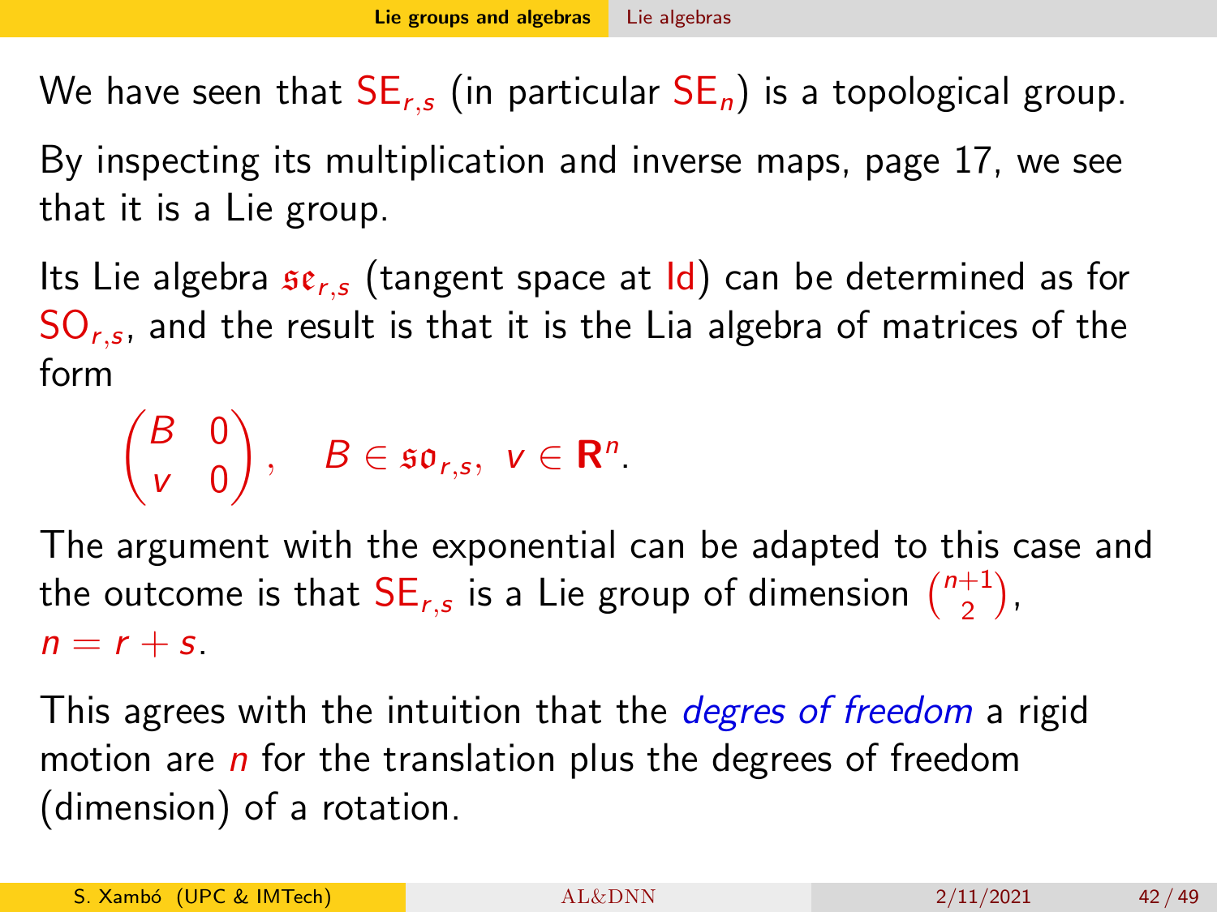We have seen that $\mathsf{SE}_{r,s}$ (in particular $\mathsf{SE}_n$) is a topological group.

By inspecting its multiplication and inverse maps, page 17, we see that it is a Lie group.

Its Lie algebra $\mathfrak{se}_{r,s}$ (tangent space at $\mathrm{Id}$) can be determined as for $\mathsf{SO}_{r,s}$, and the result is that it is the Lia algebra of matrices of the form

$$\begin{pmatrix} B & 0 \\ v & 0 \end{pmatrix}, \quad B \in \mathfrak{so}_{r,s},\ v \in \mathbf{R}^n.$$

The argument with the exponential can be adapted to this case and the outcome is that $\mathsf{SE}_{r,s}$ is a Lie group of dimension $\binom{n+1}{2}$, $n = r + s$.

This agrees with the intuition that the *degres of freedom* a rigid motion are $n$ for the translation plus the degrees of freedom (dimension) of a rotation.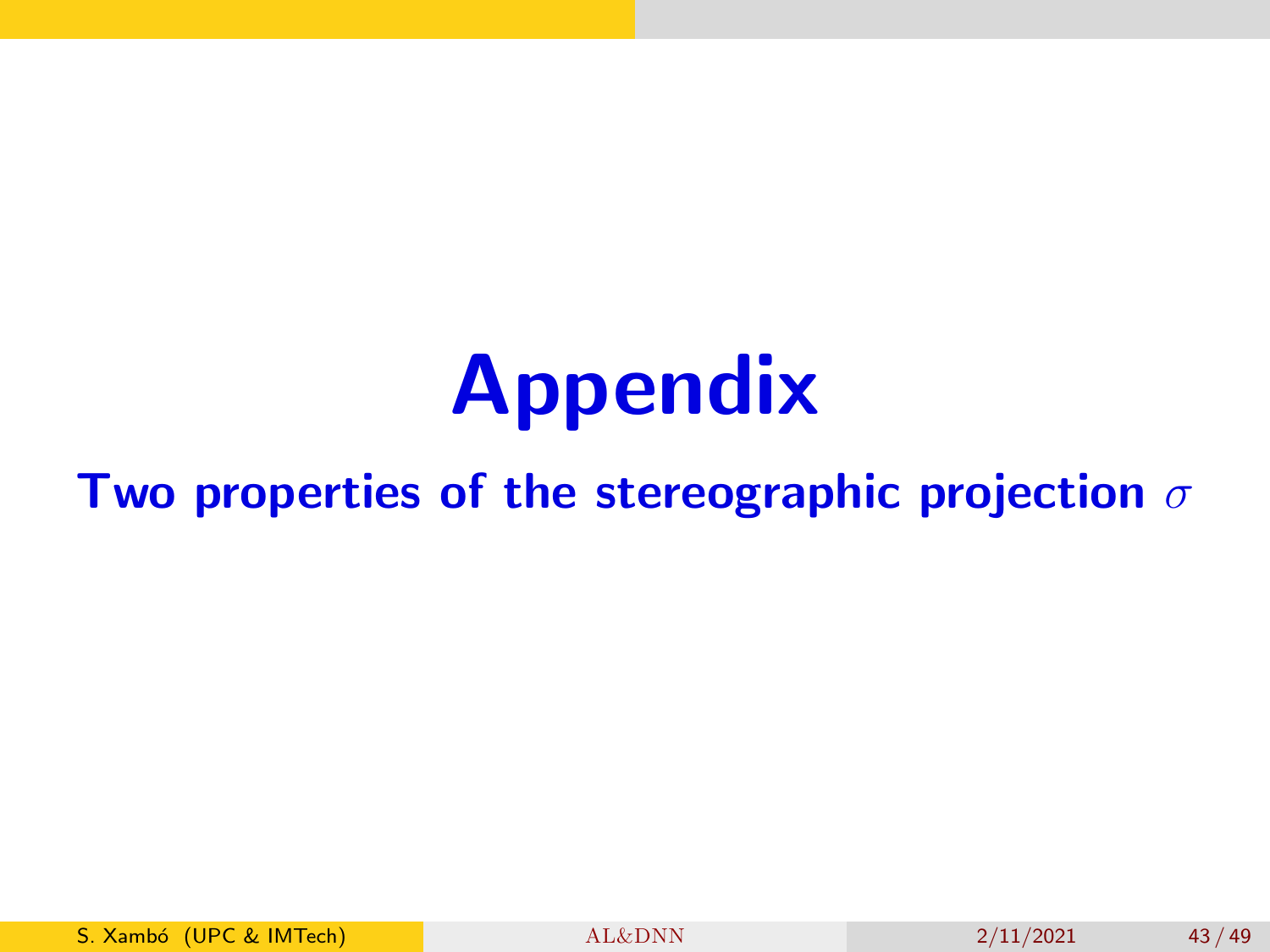# Appendix

## Two properties of the stereographic projection $\sigma$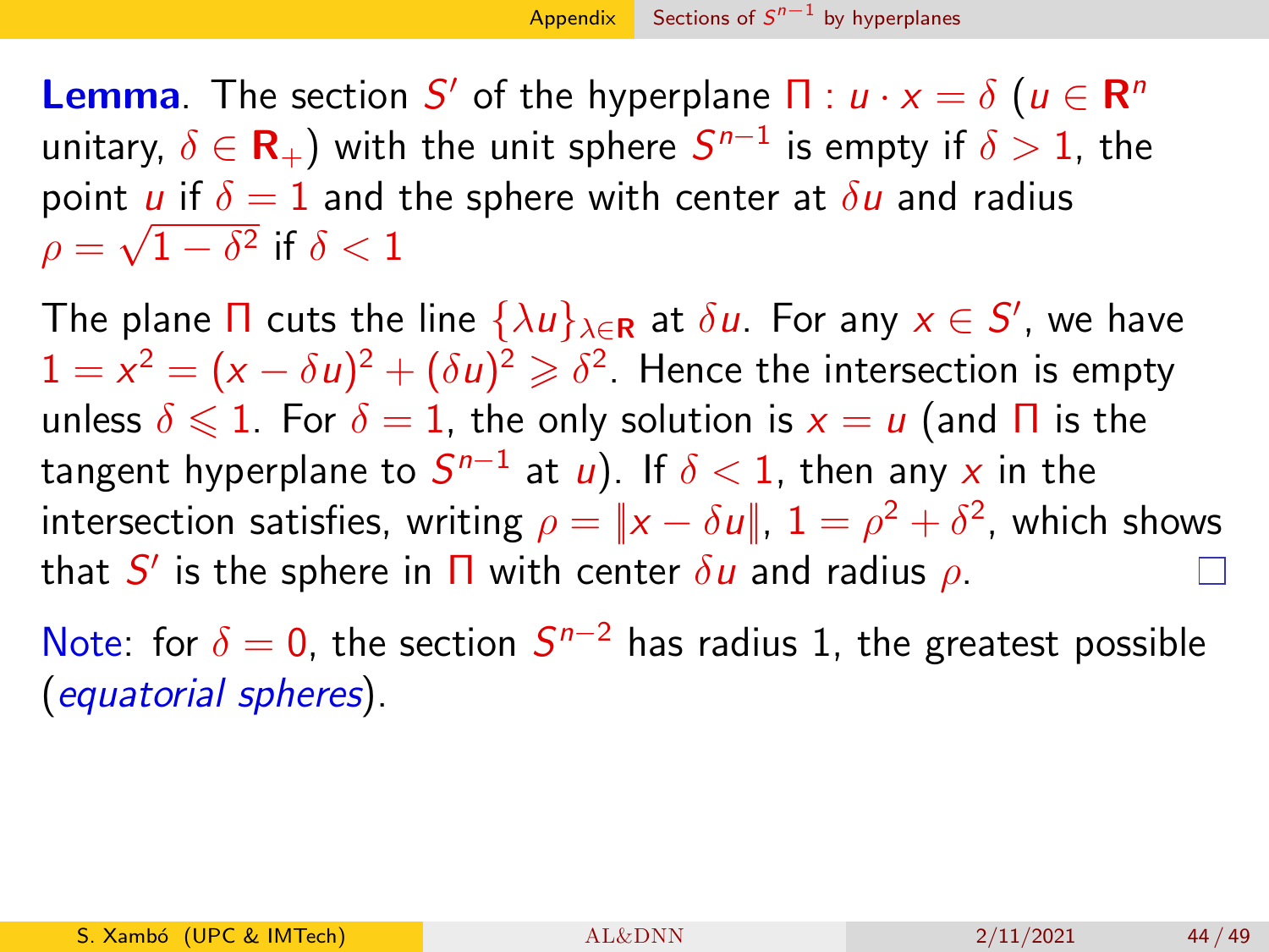**Lemma**. The section $S'$ of the hyperplane $\Pi : u \cdot x = \delta$ ($u \in \mathbf{R}^n$ unitary, $\delta \in \mathbf{R}_+$) with the unit sphere $S^{n-1}$ is empty if $\delta > 1$, the point $u$ if $\delta = 1$ and the sphere with center at $\delta u$ and radius $\rho = \sqrt{1 - \delta^2}$ if $\delta < 1$

The plane $\Pi$ cuts the line $\{\lambda u\}_{\lambda \in \mathbf{R}}$ at $\delta u$. For any $x \in S'$, we have $1 = x^2 = (x - \delta u)^2 + (\delta u)^2 \geqslant \delta^2$. Hence the intersection is empty unless $\delta \leqslant 1$. For $\delta = 1$, the only solution is $x = u$ (and $\Pi$ is the tangent hyperplane to $S^{n-1}$ at $u$). If $\delta < 1$, then any $x$ in the intersection satisfies, writing $\rho = \|x - \delta u\|$, $1 = \rho^2 + \delta^2$, which shows that $S'$ is the sphere in $\Pi$ with center $\delta u$ and radius $\rho$. □

Note: for $\delta = 0$, the section $S^{n-2}$ has radius 1, the greatest possible (*equatorial spheres*).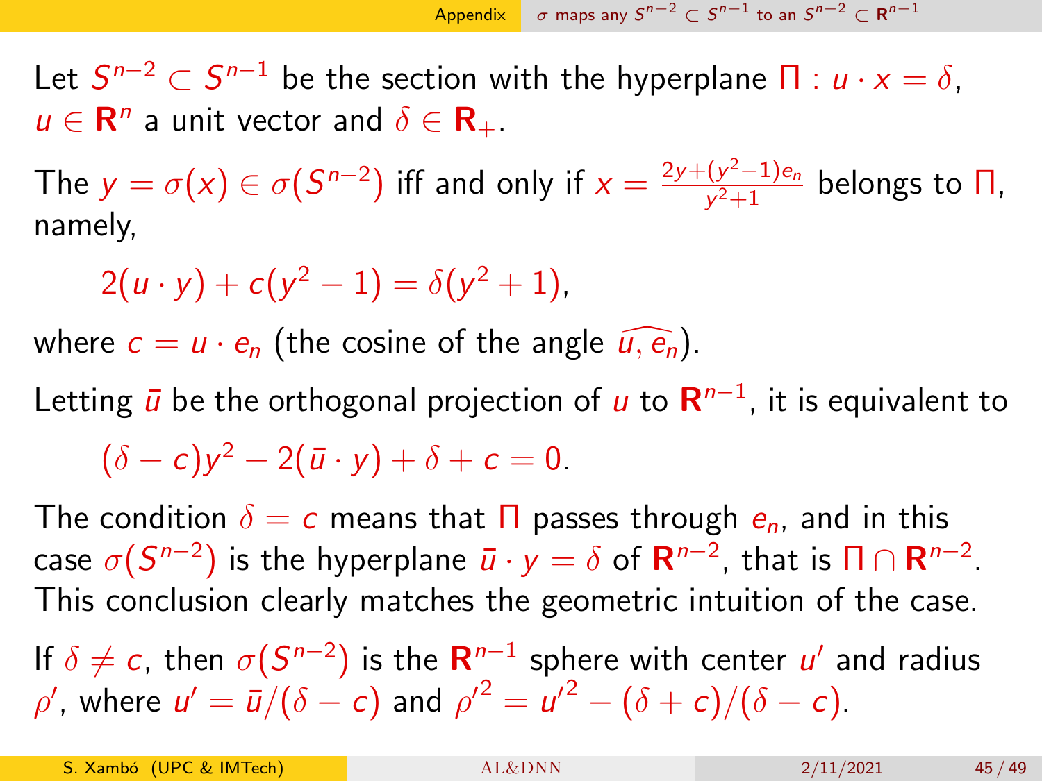Let $S^{n-2} \subset S^{n-1}$ be the section with the hyperplane $\Pi : u \cdot x = \delta$, $u \in \mathbf{R}^n$ a unit vector and $\delta \in \mathbf{R}_+$.

The $y = \sigma(x) \in \sigma(S^{n-2})$ iff and only if $x = \frac{2y+(y^2-1)e_n}{y^2+1}$ belongs to $\Pi$, namely,

$$2(u \cdot y) + c(y^2 - 1) = \delta(y^2 + 1),$$

where $c = u \cdot e_n$ (the cosine of the angle $\widehat{u, e_n}$).

Letting $\bar{u}$ be the orthogonal projection of $u$ to $\mathbf{R}^{n-1}$, it is equivalent to

$$(\delta - c)y^2 - 2(\bar{u} \cdot y) + \delta + c = 0.$$

The condition $\delta = c$ means that $\Pi$ passes through $e_n$, and in this case $\sigma(S^{n-2})$ is the hyperplane $\bar{u} \cdot y = \delta$ of $\mathbf{R}^{n-2}$, that is $\Pi \cap \mathbf{R}^{n-2}$. This conclusion clearly matches the geometric intuition of the case.

If $\delta \neq c$, then $\sigma(S^{n-2})$ is the $\mathbf{R}^{n-1}$ sphere with center $u'$ and radius $\rho'$, where $u' = \bar{u}/(\delta - c)$ and ${\rho'}^2 = {u'}^2 - (\delta + c)/(\delta - c)$.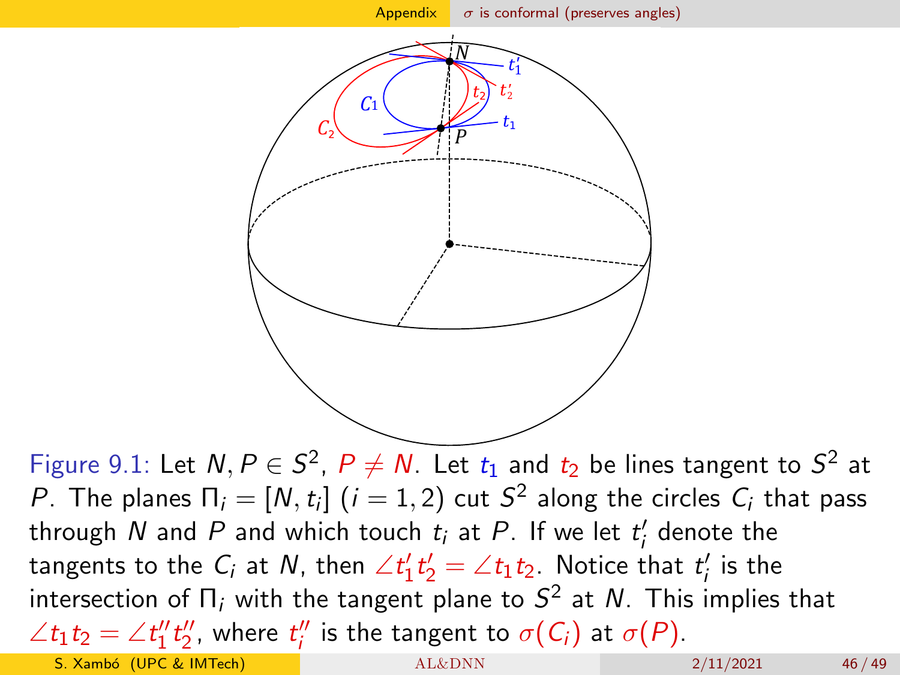Figure 9.1: Let $N, P \in S^2$, $P \neq N$. Let $t_1$ and $t_2$ be lines tangent to $S^2$ at $P$. The planes $\Pi_i = [N, t_i]$ $(i = 1, 2)$ cut $S^2$ along the circles $C_i$ that pass through $N$ and $P$ and which touch $t_i$ at $P$. If we let $t_i'$ denote the tangents to the $C_i$ at $N$, then $\angle t_1' t_2' = \angle t_1 t_2$. Notice that $t_i'$ is the intersection of $\Pi_i$ with the tangent plane to $S^2$ at $N$. This implies that $\angle t_1 t_2 = \angle t_1'' t_2''$, where $t_i''$ is the tangent to $\sigma(C_i)$ at $\sigma(P)$.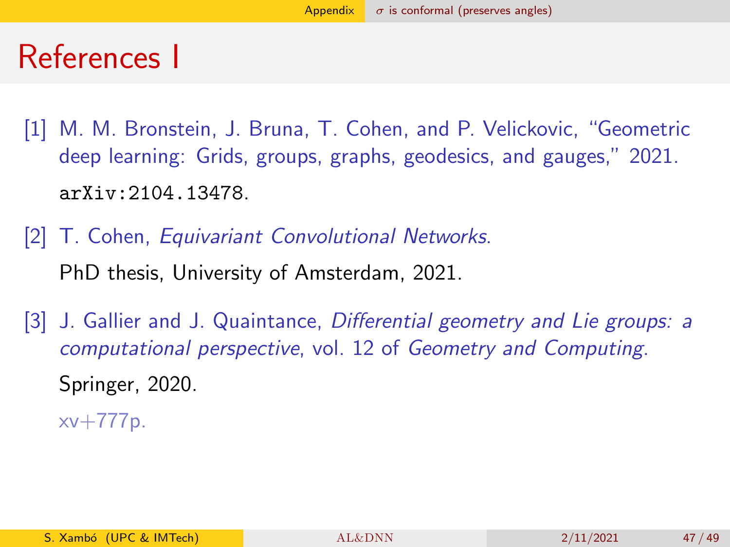# References I

[1] M. M. Bronstein, J. Bruna, T. Cohen, and P. Velickovic, "Geometric deep learning: Grids, groups, graphs, geodesics, and gauges," 2021. `arXiv:2104.13478`.

[2] T. Cohen, *Equivariant Convolutional Networks*. PhD thesis, University of Amsterdam, 2021.

[3] J. Gallier and J. Quaintance, *Differential geometry and Lie groups: a computational perspective*, vol. 12 of *Geometry and Computing*. Springer, 2020.

xv+777p.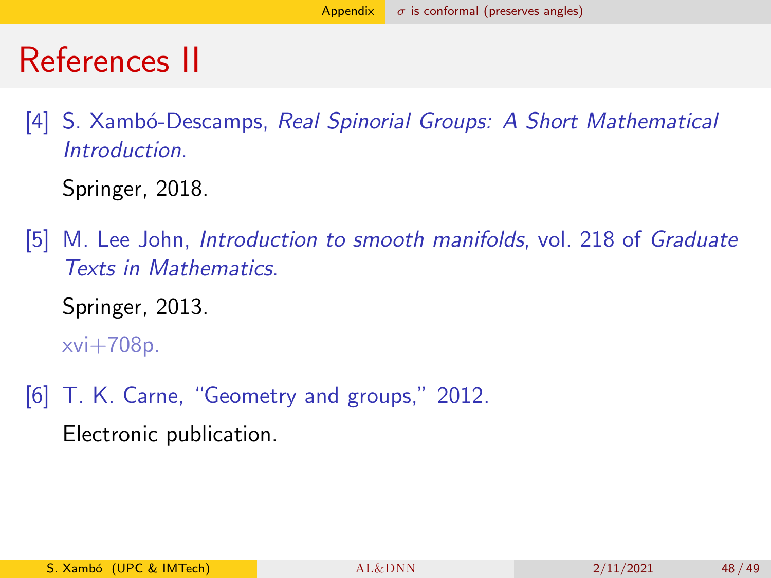# References II

[4] S. Xambó-Descamps, *Real Spinorial Groups: A Short Mathematical Introduction*.

Springer, 2018.

[5] M. Lee John, *Introduction to smooth manifolds*, vol. 218 of *Graduate Texts in Mathematics*.

Springer, 2013.

xvi+708p.

[6] T. K. Carne, "Geometry and groups," 2012.

Electronic publication.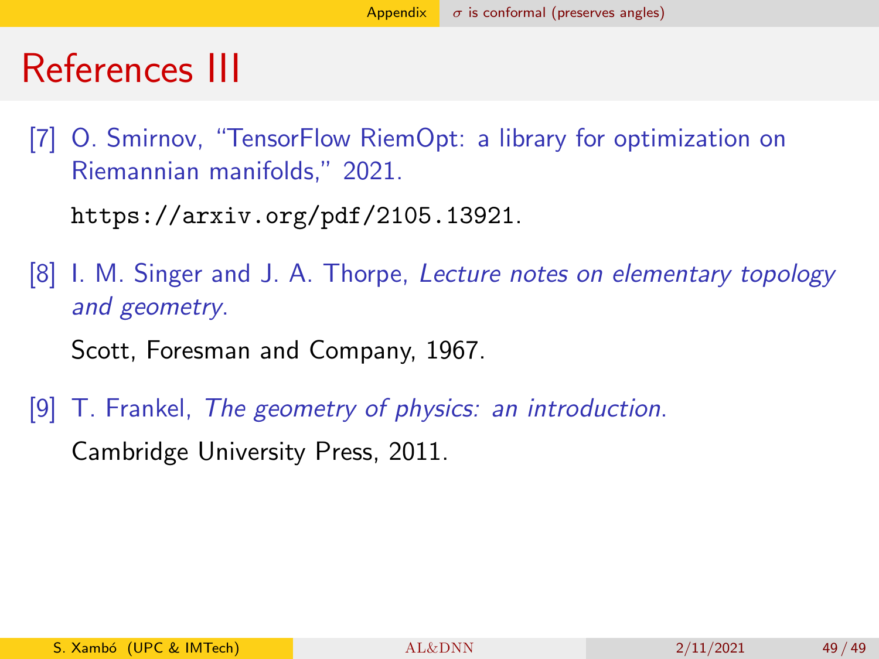# References III

[7] O. Smirnov, "TensorFlow RiemOpt: a library for optimization on Riemannian manifolds," 2021.

https://arxiv.org/pdf/2105.13921.

[8] I. M. Singer and J. A. Thorpe, *Lecture notes on elementary topology and geometry*.

Scott, Foresman and Company, 1967.

[9] T. Frankel, *The geometry of physics: an introduction*.

Cambridge University Press, 2011.